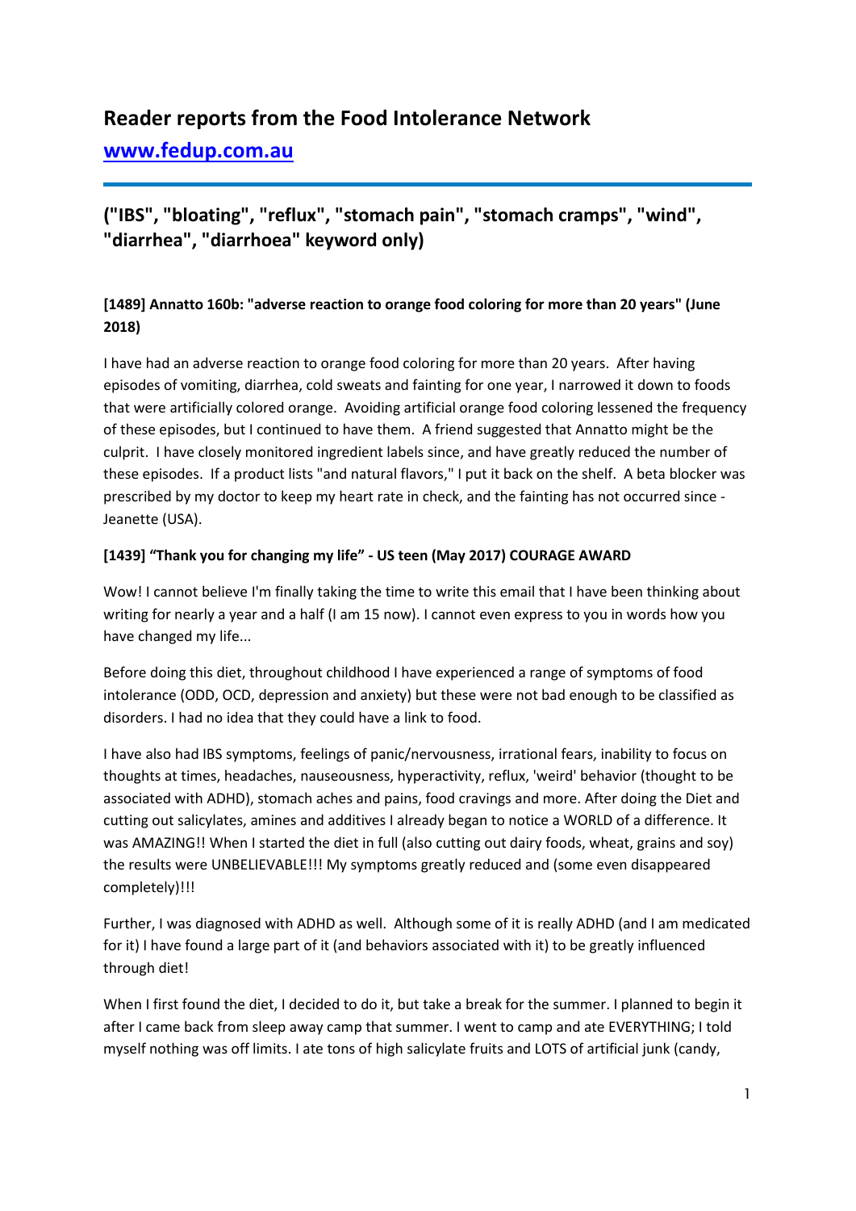# Reader reports from the Food Intolerance Network

## [www.fedup.com.au](http://www.fedup.com.au)

## ("IBS", "bloating", "reflux", "stomach pain", "stomach cramps", "wind", "diarrhea", "diarrhoea" keyword only)

### [1489] Annatto 160b: "adverse reaction to orange food coloring for more than 20 years" (June 2018)

I have had an adverse reaction to orange food coloring for more than 20 years. After having episodes of vomiting, diarrhea, cold sweats and fainting for one year, I narrowed it down to foods that were artificially colored orange. Avoiding artificial orange food coloring lessened the frequency of these episodes, but I continued to have them. A friend suggested that Annatto might be the culprit. I have closely monitored ingredient labels since, and have greatly reduced the number of these episodes. If a product lists "and natural flavors," I put it back on the shelf. A beta blocker was prescribed by my doctor to keep my heart rate in check, and the fainting has not occurred since - Jeanette (USA).

### [1439] "Thank you for changing my life" - US teen (May 2017) COURAGE AWARD

Wow! I cannot believe I'm finally taking the time to write this email that I have been thinking about writing for nearly a year and a half (I am 15 now). I cannot even express to you in words how you have changed my life...

Before doing this diet, throughout childhood I have experienced a range of symptoms of food intolerance (ODD, OCD, depression and anxiety) but these were not bad enough to be classified as disorders. I had no idea that they could have a link to food.

I have also had IBS symptoms, feelings of panic/nervousness, irrational fears, inability to focus on thoughts at times, headaches, nauseousness, hyperactivity, reflux, 'weird' behavior (thought to be associated with ADHD), stomach aches and pains, food cravings and more. After doing the Diet and cutting out salicylates, amines and additives I already began to notice a WORLD of a difference. It was AMAZING!! When I started the diet in full (also cutting out dairy foods, wheat, grains and soy) the results were UNBELIEVABLE!!! My symptoms greatly reduced and (some even disappeared completely)!!!

Further, I was diagnosed with ADHD as well. Although some of it is really ADHD (and I am medicated for it) I have found a large part of it (and behaviors associated with it) to be greatly influenced through diet!

When I first found the diet, I decided to do it, but take a break for the summer. I planned to begin it after I came back from sleep away camp that summer. I went to camp and ate EVERYTHING; I told myself nothing was off limits. I ate tons of high salicylate fruits and LOTS of artificial junk (candy,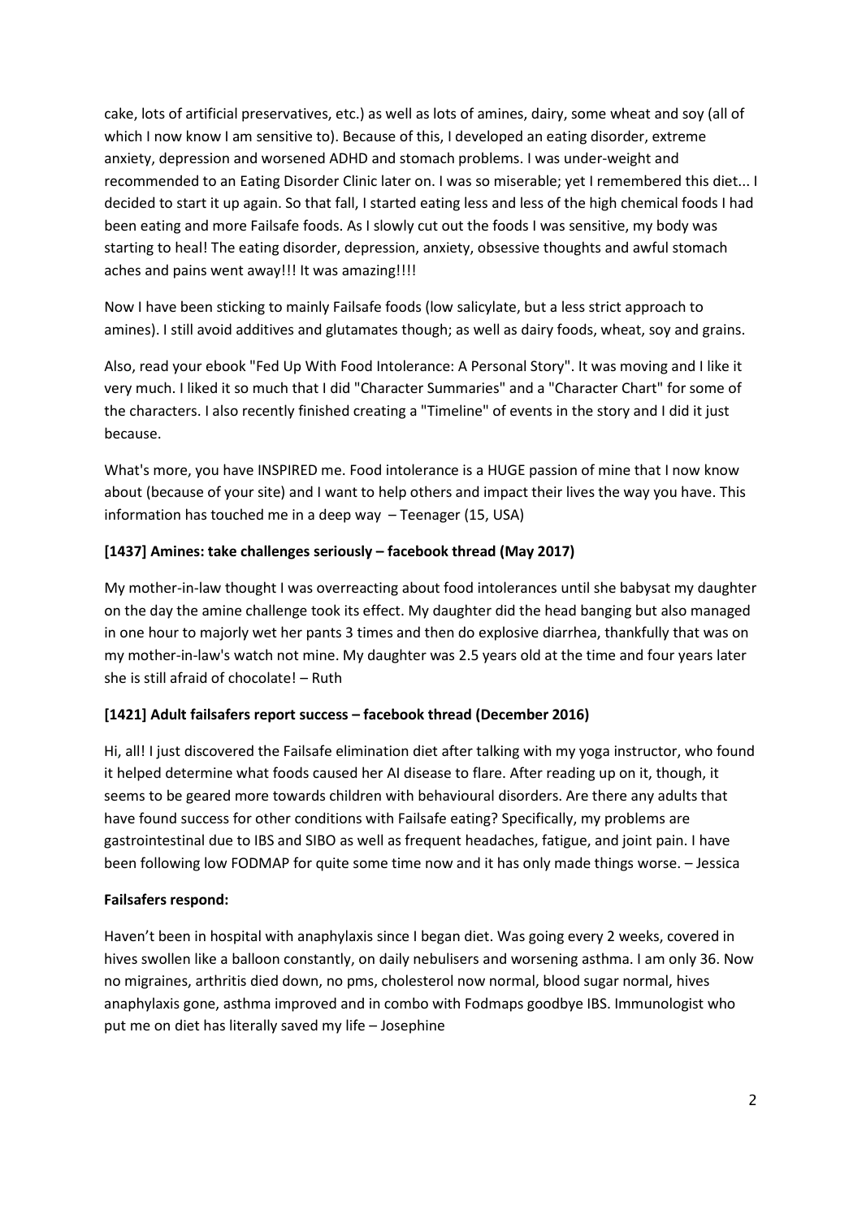cake, lots of artificial preservatives, etc.) as well as lots of amines, dairy, some wheat and soy (all of which I now know I am sensitive to). Because of this, I developed an eating disorder, extreme anxiety, depression and worsened ADHD and stomach problems. I was under-weight and recommended to an Eating Disorder Clinic later on. I was so miserable; yet I remembered this diet... I decided to start it up again. So that fall, I started eating less and less of the high chemical foods I had been eating and more Failsafe foods. As I slowly cut out the foods I was sensitive, my body was starting to heal! The eating disorder, depression, anxiety, obsessive thoughts and awful stomach aches and pains went away!!! It was amazing!!!!

Now I have been sticking to mainly Failsafe foods (low salicylate, but a less strict approach to amines). I still avoid additives and glutamates though; as well as dairy foods, wheat, soy and grains.

Also, read your ebook "Fed Up With Food Intolerance: A Personal Story". It was moving and I like it very much. I liked it so much that I did "Character Summaries" and a "Character Chart" for some of the characters. I also recently finished creating a "Timeline" of events in the story and I did it just because.

What's more, you have INSPIRED me. Food intolerance is a HUGE passion of mine that I now know about (because of your site) and I want to help others and impact their lives the way you have. This information has touched me in a deep way – Teenager (15, USA)

**[1437] Amines: take challenges seriously – facebook thread (May 2017)**

My mother-in-law thought I was overreacting about food intolerances until she babysat my daughter on the day the amine challenge took its effect. My daughter did the head banging but also managed in one hour to majorly wet her pants 3 times and then do explosive diarrhea, thankfully that was on my mother-in-law's watch not mine. My daughter was 2.5 years old at the time and four years later she is still afraid of chocolate! – Ruth

**[1421] Adult failsafers report success – facebook thread (December 2016)**

Hi, all! I just discovered the Failsafe elimination diet after talking with my yoga instructor, who found it helped determine what foods caused her AI disease to flare. After reading up on it, though, it seems to be geared more towards children with behavioural disorders. Are there any adults that have found success for other conditions with Failsafe eating? Specifically, my problems are gastrointestinal due to IBS and SIBO as well as frequent headaches, fatigue, and joint pain. I have been following low FODMAP for quite some time now and it has only made things worse. – Jessica

**Failsafers respond:**

Haven't been in hospital with anaphylaxis since I began diet. Was going every 2 weeks, covered in hives swollen like a balloon constantly, on daily nebulisers and worsening asthma. I am only 36. Now no migraines, arthritis died down, no pms, cholesterol now normal, blood sugar normal, hives anaphylaxis gone, asthma improved and in combo with Fodmaps goodbye IBS. Immunologist who put me on diet has literally saved my life – Josephine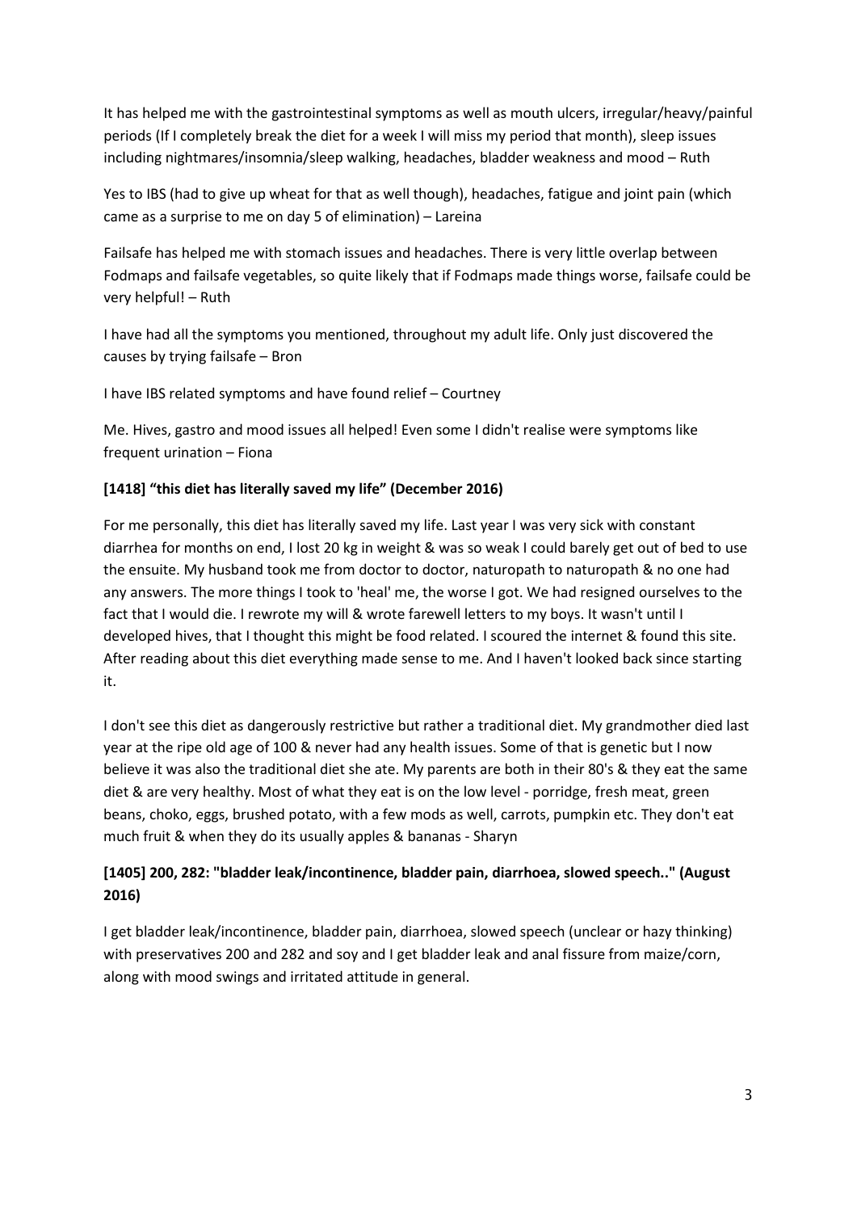It has helped me with the gastrointestinal symptoms as well as mouth ulcers, irregular/heavy/painful periods (If I completely break the diet for a week I will miss my period that month), sleep issues including nightmares/insomnia/sleep walking, headaches, bladder weakness and mood – Ruth

Yes to IBS (had to give up wheat for that as well though), headaches, fatigue and joint pain (which came as a surprise to me on day 5 of elimination) – Lareina

Failsafe has helped me with stomach issues and headaches. There is very little overlap between Fodmaps and failsafe vegetables, so quite likely that if Fodmaps made things worse, failsafe could be very helpful! – Ruth

I have had all the symptoms you mentioned, throughout my adult life. Only just discovered the causes by trying failsafe – Bron

I have IBS related symptoms and have found relief – Courtney

Me. Hives, gastro and mood issues all helped! Even some I didn't realise were symptoms like frequent urination – Fiona

**[1418] "this diet has literally saved my life" (December 2016)**

For me personally, this diet has literally saved my life. Last year I was very sick with constant diarrhea for months on end, I lost 20 kg in weight & was so weak I could barely get out of bed to use the ensuite. My husband took me from doctor to doctor, naturopath to naturopath & no one had any answers. The more things I took to 'heal' me, the worse I got. We had resigned ourselves to the fact that I would die. I rewrote my will & wrote farewell letters to my boys. It wasn't until I developed hives, that I thought this might be food related. I scoured the internet & found this site. After reading about this diet everything made sense to me. And I haven't looked back since starting it.

I don't see this diet as dangerously restrictive but rather a traditional diet. My grandmother died last year at the ripe old age of 100 & never had any health issues. Some of that is genetic but I now believe it was also the traditional diet she ate. My parents are both in their 80's & they eat the same diet & are very healthy. Most of what they eat is on the low level - porridge, fresh meat, green beans, choko, eggs, brushed potato, with a few mods as well, carrots, pumpkin etc. They don't eat much fruit & when they do its usually apples & bananas - Sharyn

**[1405] 200, 282: "bladder leak/incontinence, bladder pain, diarrhoea, slowed speech.." (August 2016)**

I get bladder leak/incontinence, bladder pain, diarrhoea, slowed speech (unclear or hazy thinking) with preservatives 200 and 282 and soy and I get bladder leak and anal fissure from maize/corn, along with mood swings and irritated attitude in general.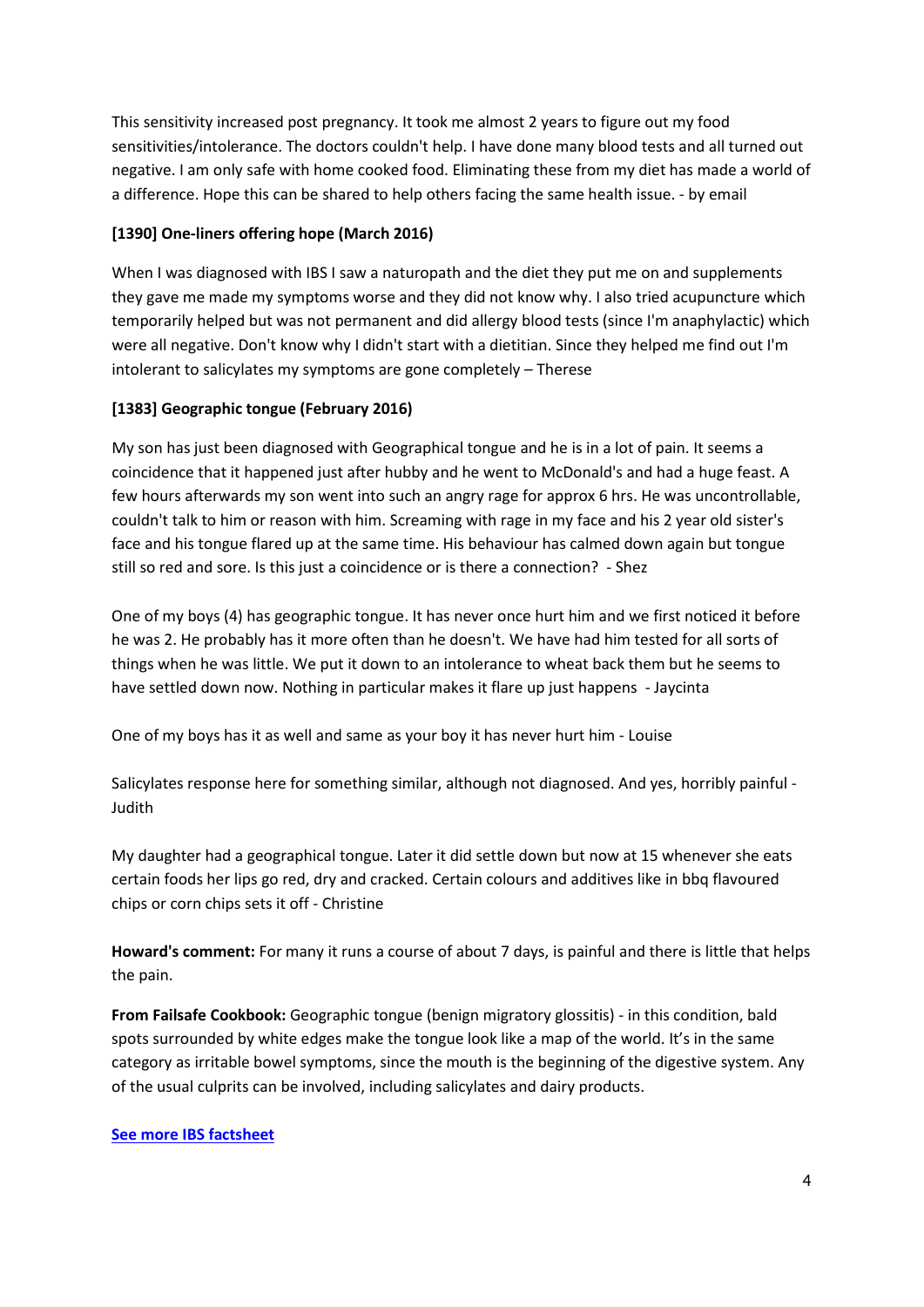This sensitivity increased post pregnancy. It took me almost 2 years to figure out my food sensitivities/intolerance. The doctors couldn't help. I have done many blood tests and all turned out negative. I am only safe with home cooked food. Eliminating these from my diet has made a world of a difference. Hope this can be shared to help others facing the same health issue. - by email

**[1390] One-liners offering hope (March 2016)**

When I was diagnosed with IBS I saw a naturopath and the diet they put me on and supplements they gave me made my symptoms worse and they did not know why. I also tried acupuncture which temporarily helped but was not permanent and did allergy blood tests (since I'm anaphylactic) which were all negative. Don't know why I didn't start with a dietitian. Since they helped me find out I'm intolerant to salicylates my symptoms are gone completely – Therese

**[1383] Geographic tongue (February 2016)**

My son has just been diagnosed with Geographical tongue and he is in a lot of pain. It seems a coincidence that it happened just after hubby and he went to McDonald's and had a huge feast. A few hours afterwards my son went into such an angry rage for approx 6 hrs. He was uncontrollable, couldn't talk to him or reason with him. Screaming with rage in my face and his 2 year old sister's face and his tongue flared up at the same time. His behaviour has calmed down again but tongue still so red and sore. Is this just a coincidence or is there a connection? - Shez

One of my boys (4) has geographic tongue. It has never once hurt him and we first noticed it before he was 2. He probably has it more often than he doesn't. We have had him tested for all sorts of things when he was little. We put it down to an intolerance to wheat back them but he seems to have settled down now. Nothing in particular makes it flare up just happens - Jaycinta

One of my boys has it as well and same as your boy it has never hurt him - Louise

Salicylates response here for something similar, although not diagnosed. And yes, horribly painful - Judith

My daughter had a geographical tongue. Later it did settle down but now at 15 whenever she eats certain foods her lips go red, dry and cracked. Certain colours and additives like in bbq flavoured chips or corn chips sets it off - Christine

**Howard's comment:** For many it runs a course of about 7 days, is painful and there is little that helps the pain.

**From Failsafe Cookbook:** Geographic tongue (benign migratory glossitis) - in this condition, bald spots surrounded by white edges make the tongue look like a map of the world. It's in the same category as irritable bowel symptoms, since the mouth is the beginning of the digestive system. Any of the usual culprits can be involved, including salicylates and dairy products.

**See more IBS factsheet**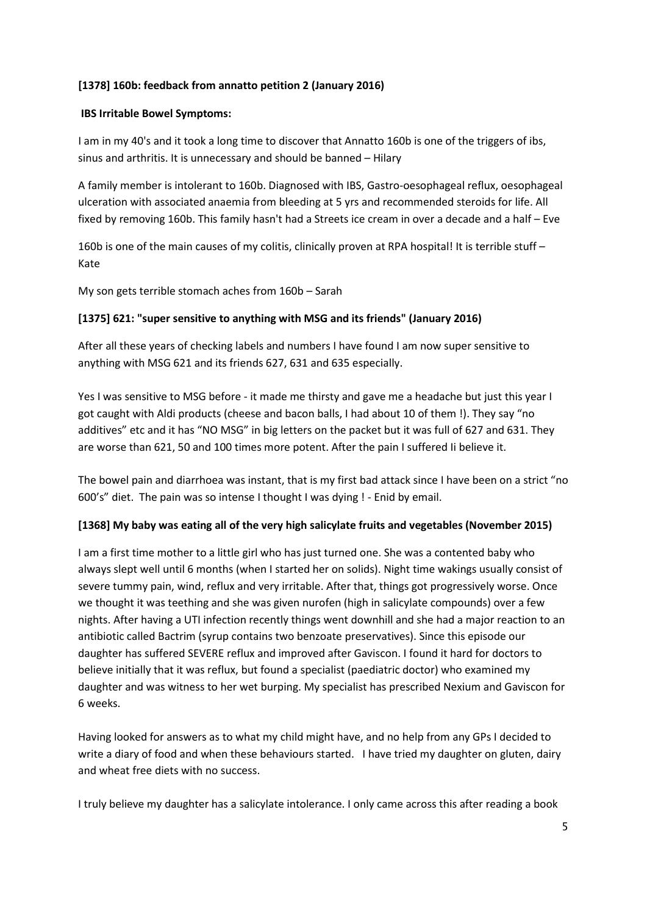**[1378] 160b: feedback from annatto petition 2 (January 2016)**

**IBS Irritable Bowel Symptoms:**

I am in my 40's and it took a long time to discover that Annatto 160b is one of the triggers of ibs, sinus and arthritis. It is unnecessary and should be banned – Hilary

A family member is intolerant to 160b. Diagnosed with IBS, Gastro-oesophageal reflux, oesophageal ulceration with associated anaemia from bleeding at 5 yrs and recommended steroids for life. All fixed by removing 160b. This family hasn't had a Streets ice cream in over a decade and a half – Eve

160b is one of the main causes of my colitis, clinically proven at RPA hospital! It is terrible stuff – Kate

My son gets terrible stomach aches from 160b – Sarah

**[1375] 621: "super sensitive to anything with MSG and its friends" (January 2016)**

After all these years of checking labels and numbers I have found I am now super sensitive to anything with MSG 621 and its friends 627, 631 and 635 especially.

Yes I was sensitive to MSG before - it made me thirsty and gave me a headache but just this year I got caught with Aldi products (cheese and bacon balls, I had about 10 of them !). They say "no additives" etc and it has "NO MSG" in big letters on the packet but it was full of 627 and 631. They are worse than 621, 50 and 100 times more potent. After the pain I suffered Ii believe it.

The bowel pain and diarrhoea was instant, that is my first bad attack since I have been on a strict "no 600's" diet. The pain was so intense I thought I was dying ! - Enid by email.

**[1368] My baby was eating all of the very high salicylate fruits and vegetables (November 2015)**

I am a first time mother to a little girl who has just turned one. She was a contented baby who always slept well until 6 months (when I started her on solids). Night time wakings usually consist of severe tummy pain, wind, reflux and very irritable. After that, things got progressively worse. Once we thought it was teething and she was given nurofen (high in salicylate compounds) over a few nights. After having a UTI infection recently things went downhill and she had a major reaction to an antibiotic called Bactrim (syrup contains two benzoate preservatives). Since this episode our daughter has suffered SEVERE reflux and improved after Gaviscon. I found it hard for doctors to believe initially that it was reflux, but found a specialist (paediatric doctor) who examined my daughter and was witness to her wet burping. My specialist has prescribed Nexium and Gaviscon for 6 weeks.

Having looked for answers as to what my child might have, and no help from any GPs I decided to write a diary of food and when these behaviours started. I have tried my daughter on gluten, dairy and wheat free diets with no success.

I truly believe my daughter has a salicylate intolerance. I only came across this after reading a book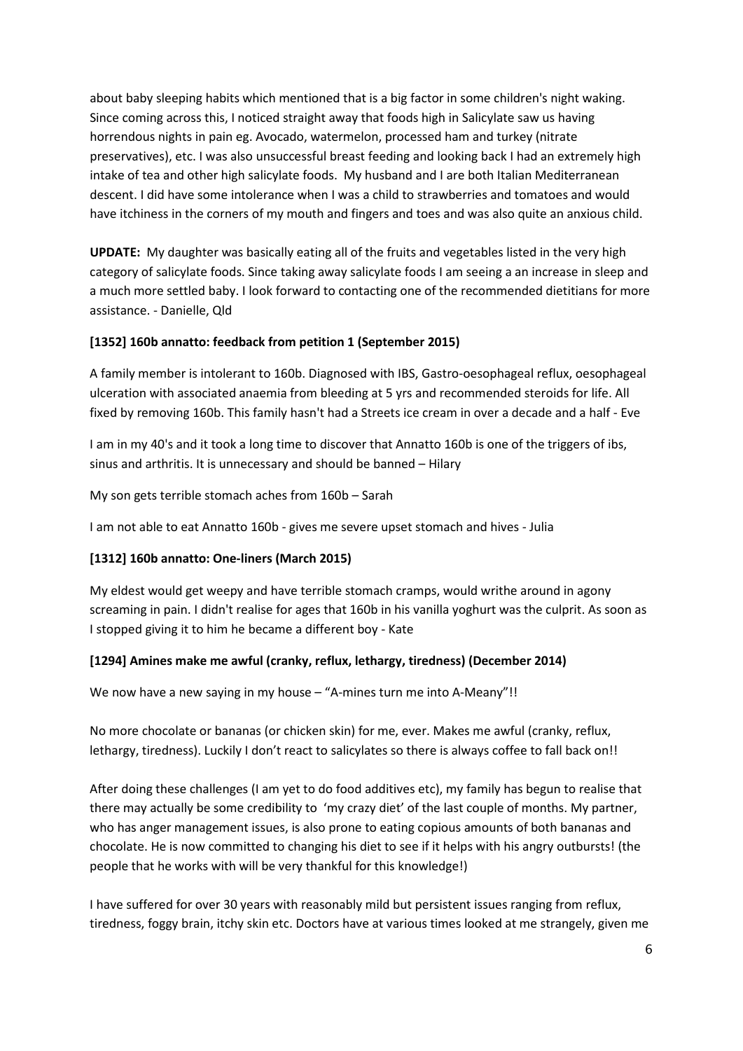about baby sleeping habits which mentioned that is a big factor in some children's night waking. Since coming across this, I noticed straight away that foods high in Salicylate saw us having horrendous nights in pain eg. Avocado, watermelon, processed ham and turkey (nitrate preservatives), etc. I was also unsuccessful breast feeding and looking back I had an extremely high intake of tea and other high salicylate foods. My husband and I are both Italian Mediterranean descent. I did have some intolerance when I was a child to strawberries and tomatoes and would have itchiness in the corners of my mouth and fingers and toes and was also quite an anxious child.

**UPDATE:** My daughter was basically eating all of the fruits and vegetables listed in the very high category of salicylate foods. Since taking away salicylate foods I am seeing a an increase in sleep and a much more settled baby. I look forward to contacting one of the recommended dietitians for more assistance. - Danielle, Qld

**[1352] 160b annatto: feedback from petition 1 (September 2015)**

A family member is intolerant to 160b. Diagnosed with IBS, Gastro-oesophageal reflux, oesophageal ulceration with associated anaemia from bleeding at 5 yrs and recommended steroids for life. All fixed by removing 160b. This family hasn't had a Streets ice cream in over a decade and a half - Eve

I am in my 40's and it took a long time to discover that Annatto 160b is one of the triggers of ibs, sinus and arthritis. It is unnecessary and should be banned – Hilary

My son gets terrible stomach aches from 160b – Sarah

I am not able to eat Annatto 160b - gives me severe upset stomach and hives - Julia

**[1312] 160b annatto: One-liners (March 2015)**

My eldest would get weepy and have terrible stomach cramps, would writhe around in agony screaming in pain. I didn't realise for ages that 160b in his vanilla yoghurt was the culprit. As soon as I stopped giving it to him he became a different boy - Kate

**[1294] Amines make me awful (cranky, reflux, lethargy, tiredness) (December 2014)**

We now have a new saying in my house – "A-mines turn me into A-Meany"!!

No more chocolate or bananas (or chicken skin) for me, ever. Makes me awful (cranky, reflux, lethargy, tiredness). Luckily I don't react to salicylates so there is always coffee to fall back on!!

After doing these challenges (I am yet to do food additives etc), my family has begun to realise that there may actually be some credibility to 'my crazy diet' of the last couple of months. My partner, who has anger management issues, is also prone to eating copious amounts of both bananas and chocolate. He is now committed to changing his diet to see if it helps with his angry outbursts! (the people that he works with will be very thankful for this knowledge!)

I have suffered for over 30 years with reasonably mild but persistent issues ranging from reflux, tiredness, foggy brain, itchy skin etc. Doctors have at various times looked at me strangely, given me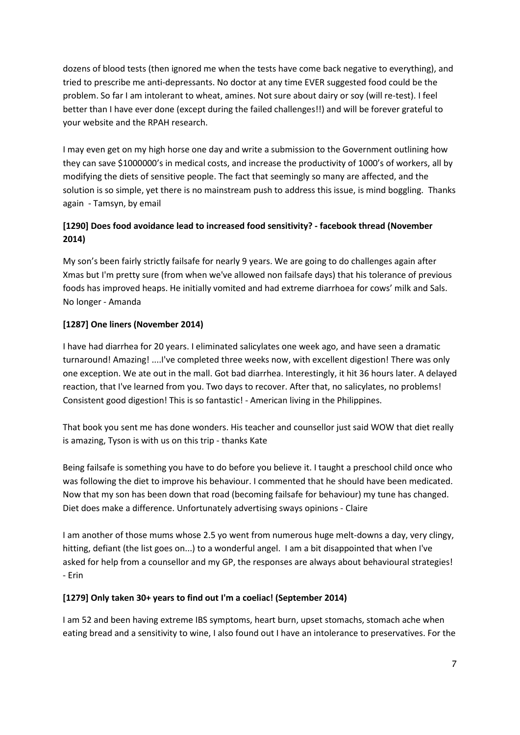dozens of blood tests (then ignored me when the tests have come back negative to everything), and tried to prescribe me anti-depressants. No doctor at any time EVER suggested food could be the problem. So far I am intolerant to wheat, amines. Not sure about dairy or soy (will re-test). I feel better than I have ever done (except during the failed challenges!!) and will be forever grateful to your website and the RPAH research.

I may even get on my high horse one day and write a submission to the Government outlining how they can save $1000000's in medical costs, and increase the productivity of 1000's of workers, all by modifying the diets of sensitive people. The fact that seemingly so many are affected, and the solution is so simple, yet there is no mainstream push to address this issue, is mind boggling. Thanks again - Tamsyn, by email

### [1290] Does food avoidance lead to increased food sensitivity? - facebook thread (November 2014)

My son's been fairly strictly failsafe for nearly 9 years. We are going to do challenges again after Xmas but I'm pretty sure (from when we've allowed non failsafe days) that his tolerance of previous foods has improved heaps. He initially vomited and had extreme diarrhoea for cows' milk and Sals. No longer - Amanda

### [1287] One liners (November 2014)

I have had diarrhea for 20 years. I eliminated salicylates one week ago, and have seen a dramatic turnaround! Amazing! ....I've completed three weeks now, with excellent digestion! There was only one exception. We ate out in the mall. Got bad diarrhea. Interestingly, it hit 36 hours later. A delayed reaction, that I've learned from you. Two days to recover. After that, no salicylates, no problems! Consistent good digestion! This is so fantastic! - American living in the Philippines.

That book you sent me has done wonders. His teacher and counsellor just said WOW that diet really is amazing, Tyson is with us on this trip - thanks Kate

Being failsafe is something you have to do before you believe it. I taught a preschool child once who was following the diet to improve his behaviour. I commented that he should have been medicated. Now that my son has been down that road (becoming failsafe for behaviour) my tune has changed. Diet does make a difference. Unfortunately advertising sways opinions - Claire

I am another of those mums whose 2.5 yo went from numerous huge melt-downs a day, very clingy, hitting, defiant (the list goes on...) to a wonderful angel. I am a bit disappointed that when I've asked for help from a counsellor and my GP, the responses are always about behavioural strategies! - Erin

### [1279] Only taken 30+ years to find out I'm a coeliac! (September 2014)

I am 52 and been having extreme IBS symptoms, heart burn, upset stomachs, stomach ache when eating bread and a sensitivity to wine, I also found out I have an intolerance to preservatives. For the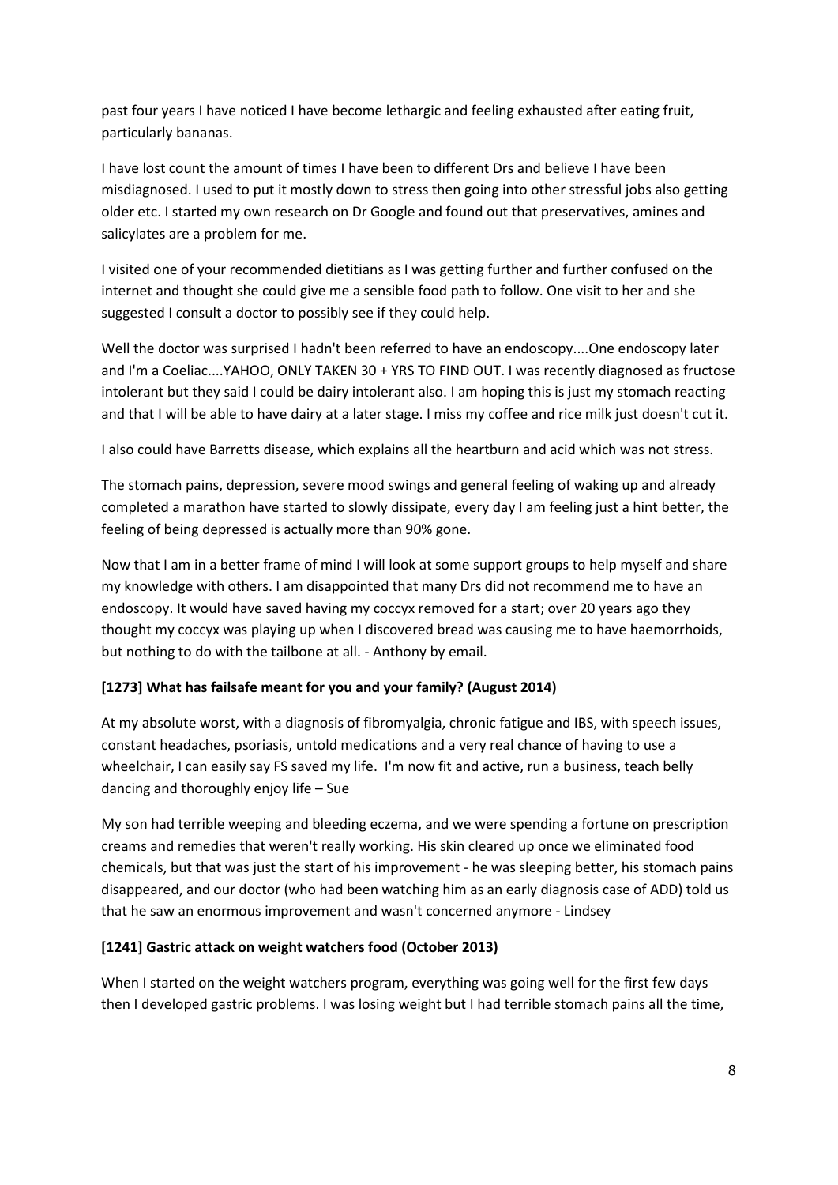past four years I have noticed I have become lethargic and feeling exhausted after eating fruit, particularly bananas.

I have lost count the amount of times I have been to different Drs and believe I have been misdiagnosed. I used to put it mostly down to stress then going into other stressful jobs also getting older etc. I started my own research on Dr Google and found out that preservatives, amines and salicylates are a problem for me.

I visited one of your recommended dietitians as I was getting further and further confused on the internet and thought she could give me a sensible food path to follow. One visit to her and she suggested I consult a doctor to possibly see if they could help.

Well the doctor was surprised I hadn't been referred to have an endoscopy....One endoscopy later and I'm a Coeliac....YAHOO, ONLY TAKEN 30 + YRS TO FIND OUT. I was recently diagnosed as fructose intolerant but they said I could be dairy intolerant also. I am hoping this is just my stomach reacting and that I will be able to have dairy at a later stage. I miss my coffee and rice milk just doesn't cut it.

I also could have Barretts disease, which explains all the heartburn and acid which was not stress.

The stomach pains, depression, severe mood swings and general feeling of waking up and already completed a marathon have started to slowly dissipate, every day I am feeling just a hint better, the feeling of being depressed is actually more than 90% gone.

Now that I am in a better frame of mind I will look at some support groups to help myself and share my knowledge with others. I am disappointed that many Drs did not recommend me to have an endoscopy. It would have saved having my coccyx removed for a start; over 20 years ago they thought my coccyx was playing up when I discovered bread was causing me to have haemorrhoids, but nothing to do with the tailbone at all. - Anthony by email.

**[1273] What has failsafe meant for you and your family? (August 2014)**

At my absolute worst, with a diagnosis of fibromyalgia, chronic fatigue and IBS, with speech issues, constant headaches, psoriasis, untold medications and a very real chance of having to use a wheelchair, I can easily say FS saved my life. I'm now fit and active, run a business, teach belly dancing and thoroughly enjoy life – Sue

My son had terrible weeping and bleeding eczema, and we were spending a fortune on prescription creams and remedies that weren't really working. His skin cleared up once we eliminated food chemicals, but that was just the start of his improvement - he was sleeping better, his stomach pains disappeared, and our doctor (who had been watching him as an early diagnosis case of ADD) told us that he saw an enormous improvement and wasn't concerned anymore - Lindsey

**[1241] Gastric attack on weight watchers food (October 2013)**

When I started on the weight watchers program, everything was going well for the first few days then I developed gastric problems. I was losing weight but I had terrible stomach pains all the time,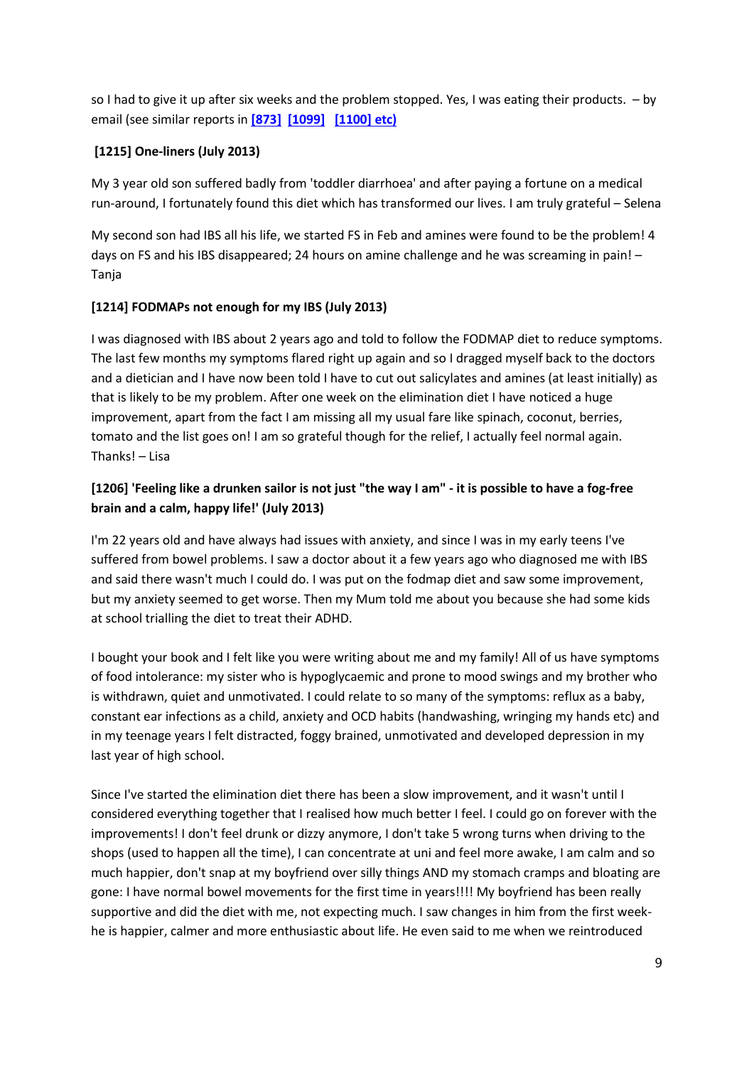so I had to give it up after six weeks and the problem stopped. Yes, I was eating their products. – by email (see similar reports in **[873]** **[1099]** **[1100] etc)**

### [1215] One-liners (July 2013)

My 3 year old son suffered badly from 'toddler diarrhoea' and after paying a fortune on a medical run-around, I fortunately found this diet which has transformed our lives. I am truly grateful – Selena

My second son had IBS all his life, we started FS in Feb and amines were found to be the problem! 4 days on FS and his IBS disappeared; 24 hours on amine challenge and he was screaming in pain! – Tanja

### [1214] FODMAPs not enough for my IBS (July 2013)

I was diagnosed with IBS about 2 years ago and told to follow the FODMAP diet to reduce symptoms. The last few months my symptoms flared right up again and so I dragged myself back to the doctors and a dietician and I have now been told I have to cut out salicylates and amines (at least initially) as that is likely to be my problem. After one week on the elimination diet I have noticed a huge improvement, apart from the fact I am missing all my usual fare like spinach, coconut, berries, tomato and the list goes on! I am so grateful though for the relief, I actually feel normal again. Thanks! – Lisa

### [1206] 'Feeling like a drunken sailor is not just "the way I am" - it is possible to have a fog-free brain and a calm, happy life!' (July 2013)

I'm 22 years old and have always had issues with anxiety, and since I was in my early teens I've suffered from bowel problems. I saw a doctor about it a few years ago who diagnosed me with IBS and said there wasn't much I could do. I was put on the fodmap diet and saw some improvement, but my anxiety seemed to get worse. Then my Mum told me about you because she had some kids at school trialling the diet to treat their ADHD.

I bought your book and I felt like you were writing about me and my family! All of us have symptoms of food intolerance: my sister who is hypoglycaemic and prone to mood swings and my brother who is withdrawn, quiet and unmotivated. I could relate to so many of the symptoms: reflux as a baby, constant ear infections as a child, anxiety and OCD habits (handwashing, wringing my hands etc) and in my teenage years I felt distracted, foggy brained, unmotivated and developed depression in my last year of high school.

Since I've started the elimination diet there has been a slow improvement, and it wasn't until I considered everything together that I realised how much better I feel. I could go on forever with the improvements! I don't feel drunk or dizzy anymore, I don't take 5 wrong turns when driving to the shops (used to happen all the time), I can concentrate at uni and feel more awake, I am calm and so much happier, don't snap at my boyfriend over silly things AND my stomach cramps and bloating are gone: I have normal bowel movements for the first time in years!!!! My boyfriend has been really supportive and did the diet with me, not expecting much. I saw changes in him from the first week- he is happier, calmer and more enthusiastic about life. He even said to me when we reintroduced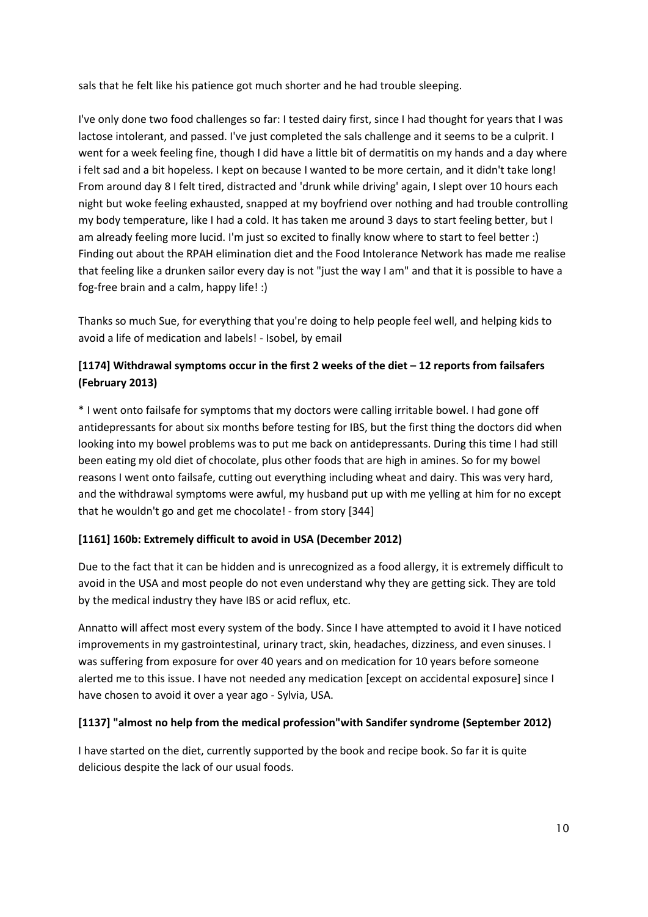sals that he felt like his patience got much shorter and he had trouble sleeping.

I've only done two food challenges so far: I tested dairy first, since I had thought for years that I was lactose intolerant, and passed. I've just completed the sals challenge and it seems to be a culprit. I went for a week feeling fine, though I did have a little bit of dermatitis on my hands and a day where i felt sad and a bit hopeless. I kept on because I wanted to be more certain, and it didn't take long! From around day 8 I felt tired, distracted and 'drunk while driving' again, I slept over 10 hours each night but woke feeling exhausted, snapped at my boyfriend over nothing and had trouble controlling my body temperature, like I had a cold. It has taken me around 3 days to start feeling better, but I am already feeling more lucid. I'm just so excited to finally know where to start to feel better :) Finding out about the RPAH elimination diet and the Food Intolerance Network has made me realise that feeling like a drunken sailor every day is not "just the way I am" and that it is possible to have a fog-free brain and a calm, happy life! :)

Thanks so much Sue, for everything that you're doing to help people feel well, and helping kids to avoid a life of medication and labels! - Isobel, by email

### [1174] Withdrawal symptoms occur in the first 2 weeks of the diet – 12 reports from failsafers (February 2013)

* I went onto failsafe for symptoms that my doctors were calling irritable bowel. I had gone off antidepressants for about six months before testing for IBS, but the first thing the doctors did when looking into my bowel problems was to put me back on antidepressants. During this time I had still been eating my old diet of chocolate, plus other foods that are high in amines. So for my bowel reasons I went onto failsafe, cutting out everything including wheat and dairy. This was very hard, and the withdrawal symptoms were awful, my husband put up with me yelling at him for no except that he wouldn't go and get me chocolate! - from story [344]

### [1161] 160b: Extremely difficult to avoid in USA (December 2012)

Due to the fact that it can be hidden and is unrecognized as a food allergy, it is extremely difficult to avoid in the USA and most people do not even understand why they are getting sick. They are told by the medical industry they have IBS or acid reflux, etc.

Annatto will affect most every system of the body. Since I have attempted to avoid it I have noticed improvements in my gastrointestinal, urinary tract, skin, headaches, dizziness, and even sinuses. I was suffering from exposure for over 40 years and on medication for 10 years before someone alerted me to this issue. I have not needed any medication [except on accidental exposure] since I have chosen to avoid it over a year ago - Sylvia, USA.

### [1137] "almost no help from the medical profession"with Sandifer syndrome (September 2012)

I have started on the diet, currently supported by the book and recipe book. So far it is quite delicious despite the lack of our usual foods.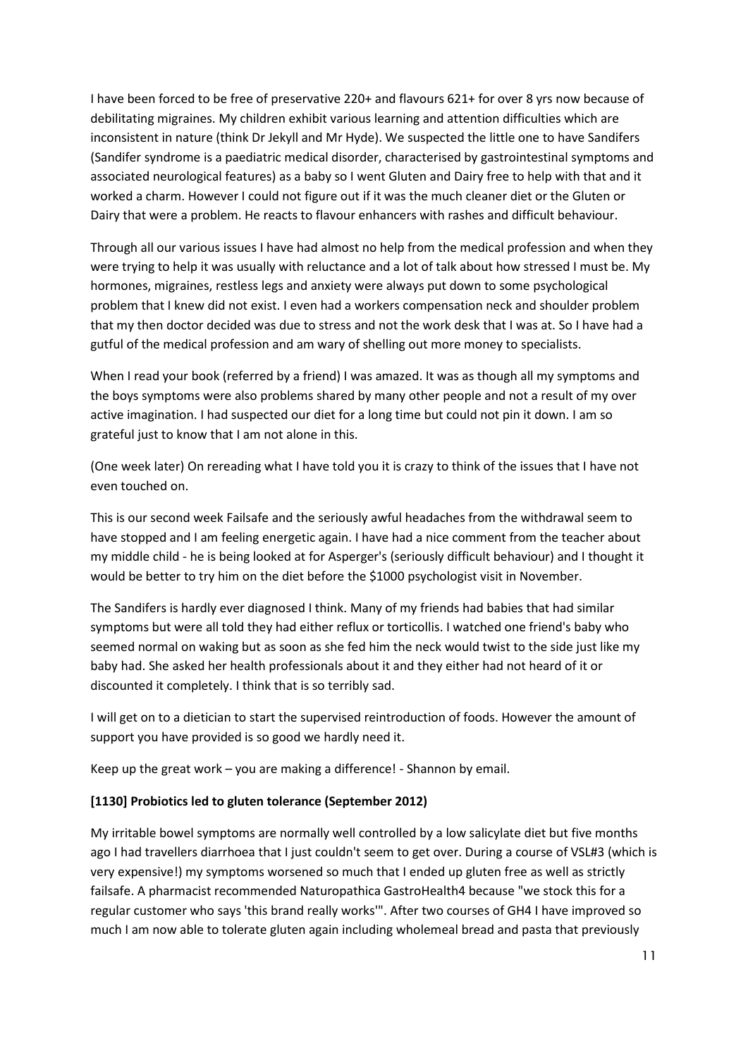I have been forced to be free of preservative 220+ and flavours 621+ for over 8 yrs now because of debilitating migraines. My children exhibit various learning and attention difficulties which are inconsistent in nature (think Dr Jekyll and Mr Hyde). We suspected the little one to have Sandifers (Sandifer syndrome is a paediatric medical disorder, characterised by gastrointestinal symptoms and associated neurological features) as a baby so I went Gluten and Dairy free to help with that and it worked a charm. However I could not figure out if it was the much cleaner diet or the Gluten or Dairy that were a problem. He reacts to flavour enhancers with rashes and difficult behaviour.

Through all our various issues I have had almost no help from the medical profession and when they were trying to help it was usually with reluctance and a lot of talk about how stressed I must be. My hormones, migraines, restless legs and anxiety were always put down to some psychological problem that I knew did not exist. I even had a workers compensation neck and shoulder problem that my then doctor decided was due to stress and not the work desk that I was at. So I have had a gutful of the medical profession and am wary of shelling out more money to specialists.

When I read your book (referred by a friend) I was amazed. It was as though all my symptoms and the boys symptoms were also problems shared by many other people and not a result of my over active imagination. I had suspected our diet for a long time but could not pin it down. I am so grateful just to know that I am not alone in this.

(One week later) On rereading what I have told you it is crazy to think of the issues that I have not even touched on.

This is our second week Failsafe and the seriously awful headaches from the withdrawal seem to have stopped and I am feeling energetic again. I have had a nice comment from the teacher about my middle child - he is being looked at for Asperger's (seriously difficult behaviour) and I thought it would be better to try him on the diet before the $1000 psychologist visit in November.

The Sandifers is hardly ever diagnosed I think. Many of my friends had babies that had similar symptoms but were all told they had either reflux or torticollis. I watched one friend's baby who seemed normal on waking but as soon as she fed him the neck would twist to the side just like my baby had. She asked her health professionals about it and they either had not heard of it or discounted it completely. I think that is so terribly sad.

I will get on to a dietician to start the supervised reintroduction of foods. However the amount of support you have provided is so good we hardly need it.

Keep up the great work – you are making a difference! - Shannon by email.

**[1130] Probiotics led to gluten tolerance (September 2012)**

My irritable bowel symptoms are normally well controlled by a low salicylate diet but five months ago I had travellers diarrhoea that I just couldn't seem to get over. During a course of VSL#3 (which is very expensive!) my symptoms worsened so much that I ended up gluten free as well as strictly failsafe. A pharmacist recommended Naturopathica GastroHealth4 because "we stock this for a regular customer who says 'this brand really works'". After two courses of GH4 I have improved so much I am now able to tolerate gluten again including wholemeal bread and pasta that previously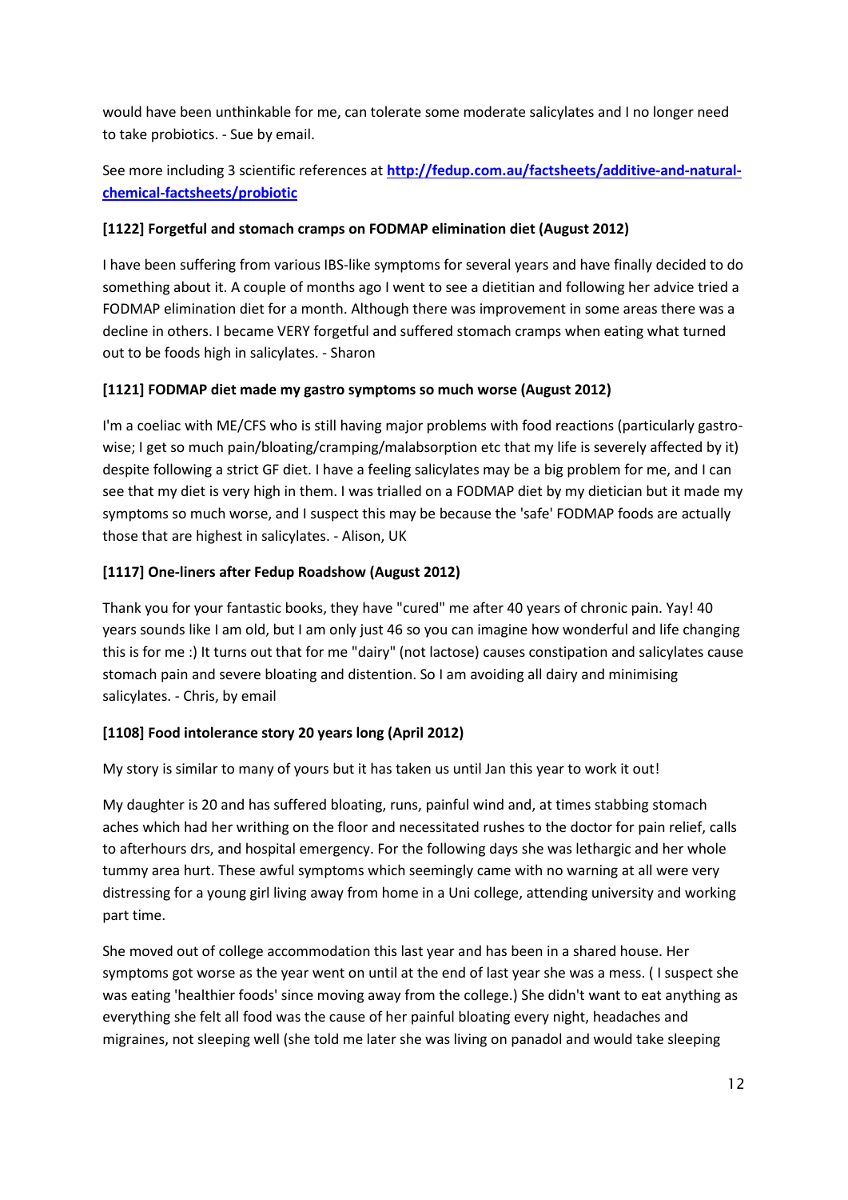would have been unthinkable for me, can tolerate some moderate salicylates and I no longer need to take probiotics. - Sue by email.

See more including 3 scientific references at **[http://fedup.com.au/factsheets/additive-and-natural-chemical-factsheets/probiotic](http://fedup.com.au/factsheets/additive-and-natural-chemical-factsheets/probiotic)**

**[1122] Forgetful and stomach cramps on FODMAP elimination diet (August 2012)**

I have been suffering from various IBS-like symptoms for several years and have finally decided to do something about it. A couple of months ago I went to see a dietitian and following her advice tried a FODMAP elimination diet for a month. Although there was improvement in some areas there was a decline in others. I became VERY forgetful and suffered stomach cramps when eating what turned out to be foods high in salicylates. - Sharon

**[1121] FODMAP diet made my gastro symptoms so much worse (August 2012)**

I'm a coeliac with ME/CFS who is still having major problems with food reactions (particularly gastro-wise; I get so much pain/bloating/cramping/malabsorption etc that my life is severely affected by it) despite following a strict GF diet. I have a feeling salicylates may be a big problem for me, and I can see that my diet is very high in them. I was trialled on a FODMAP diet by my dietician but it made my symptoms so much worse, and I suspect this may be because the 'safe' FODMAP foods are actually those that are highest in salicylates. - Alison, UK

**[1117] One-liners after Fedup Roadshow (August 2012)**

Thank you for your fantastic books, they have "cured" me after 40 years of chronic pain. Yay! 40 years sounds like I am old, but I am only just 46 so you can imagine how wonderful and life changing this is for me :) It turns out that for me "dairy" (not lactose) causes constipation and salicylates cause stomach pain and severe bloating and distention. So I am avoiding all dairy and minimising salicylates. - Chris, by email

**[1108] Food intolerance story 20 years long (April 2012)**

My story is similar to many of yours but it has taken us until Jan this year to work it out!

My daughter is 20 and has suffered bloating, runs, painful wind and, at times stabbing stomach aches which had her writhing on the floor and necessitated rushes to the doctor for pain relief, calls to afterhours drs, and hospital emergency. For the following days she was lethargic and her whole tummy area hurt. These awful symptoms which seemingly came with no warning at all were very distressing for a young girl living away from home in a Uni college, attending university and working part time.

She moved out of college accommodation this last year and has been in a shared house. Her symptoms got worse as the year went on until at the end of last year she was a mess. ( I suspect she was eating 'healthier foods' since moving away from the college.) She didn't want to eat anything as everything she felt all food was the cause of her painful bloating every night, headaches and migraines, not sleeping well (she told me later she was living on panadol and would take sleeping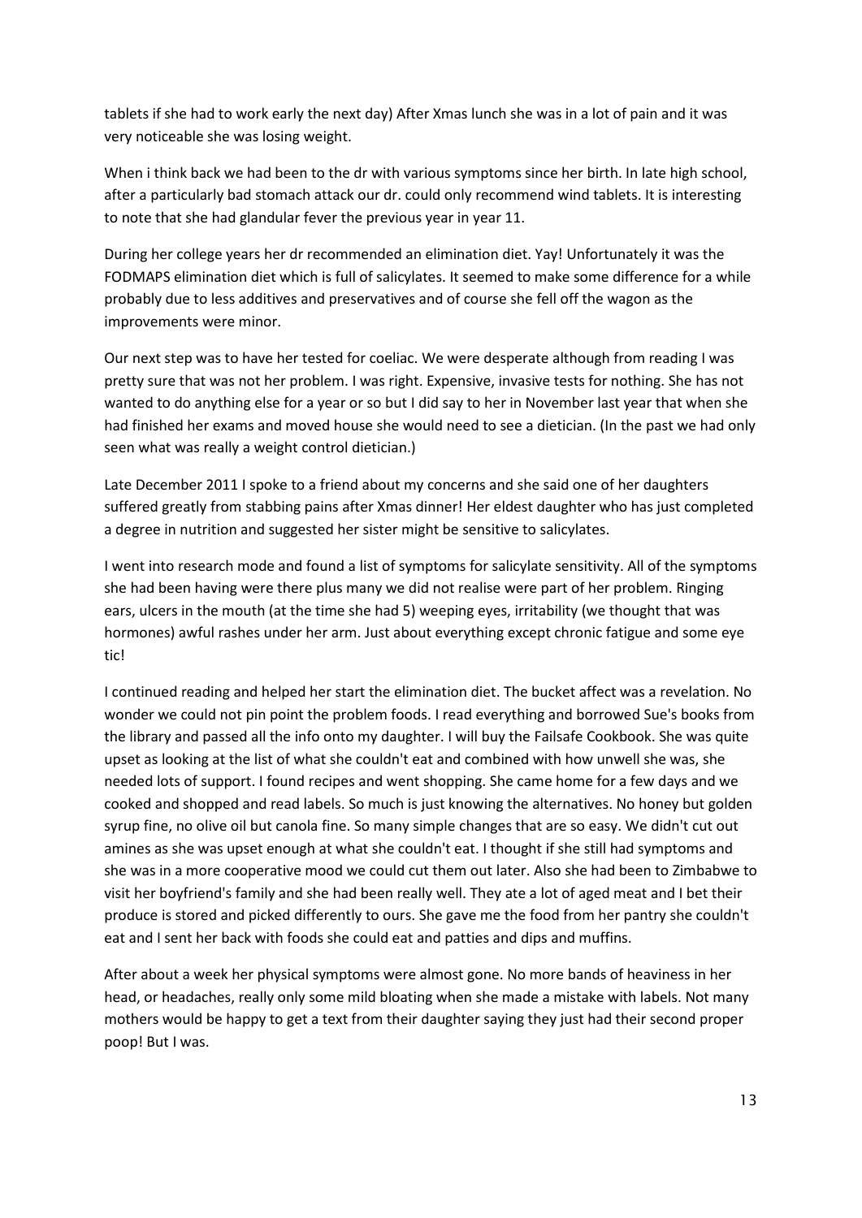tablets if she had to work early the next day) After Xmas lunch she was in a lot of pain and it was very noticeable she was losing weight.

When i think back we had been to the dr with various symptoms since her birth. In late high school, after a particularly bad stomach attack our dr. could only recommend wind tablets. It is interesting to note that she had glandular fever the previous year in year 11.

During her college years her dr recommended an elimination diet. Yay! Unfortunately it was the FODMAPS elimination diet which is full of salicylates. It seemed to make some difference for a while probably due to less additives and preservatives and of course she fell off the wagon as the improvements were minor.

Our next step was to have her tested for coeliac. We were desperate although from reading I was pretty sure that was not her problem. I was right. Expensive, invasive tests for nothing. She has not wanted to do anything else for a year or so but I did say to her in November last year that when she had finished her exams and moved house she would need to see a dietician. (In the past we had only seen what was really a weight control dietician.)

Late December 2011 I spoke to a friend about my concerns and she said one of her daughters suffered greatly from stabbing pains after Xmas dinner! Her eldest daughter who has just completed a degree in nutrition and suggested her sister might be sensitive to salicylates.

I went into research mode and found a list of symptoms for salicylate sensitivity. All of the symptoms she had been having were there plus many we did not realise were part of her problem. Ringing ears, ulcers in the mouth (at the time she had 5) weeping eyes, irritability (we thought that was hormones) awful rashes under her arm. Just about everything except chronic fatigue and some eye tic!

I continued reading and helped her start the elimination diet. The bucket affect was a revelation. No wonder we could not pin point the problem foods. I read everything and borrowed Sue's books from the library and passed all the info onto my daughter. I will buy the Failsafe Cookbook. She was quite upset as looking at the list of what she couldn't eat and combined with how unwell she was, she needed lots of support. I found recipes and went shopping. She came home for a few days and we cooked and shopped and read labels. So much is just knowing the alternatives. No honey but golden syrup fine, no olive oil but canola fine. So many simple changes that are so easy. We didn't cut out amines as she was upset enough at what she couldn't eat. I thought if she still had symptoms and she was in a more cooperative mood we could cut them out later. Also she had been to Zimbabwe to visit her boyfriend's family and she had been really well. They ate a lot of aged meat and I bet their produce is stored and picked differently to ours. She gave me the food from her pantry she couldn't eat and I sent her back with foods she could eat and patties and dips and muffins.

After about a week her physical symptoms were almost gone. No more bands of heaviness in her head, or headaches, really only some mild bloating when she made a mistake with labels. Not many mothers would be happy to get a text from their daughter saying they just had their second proper poop! But I was.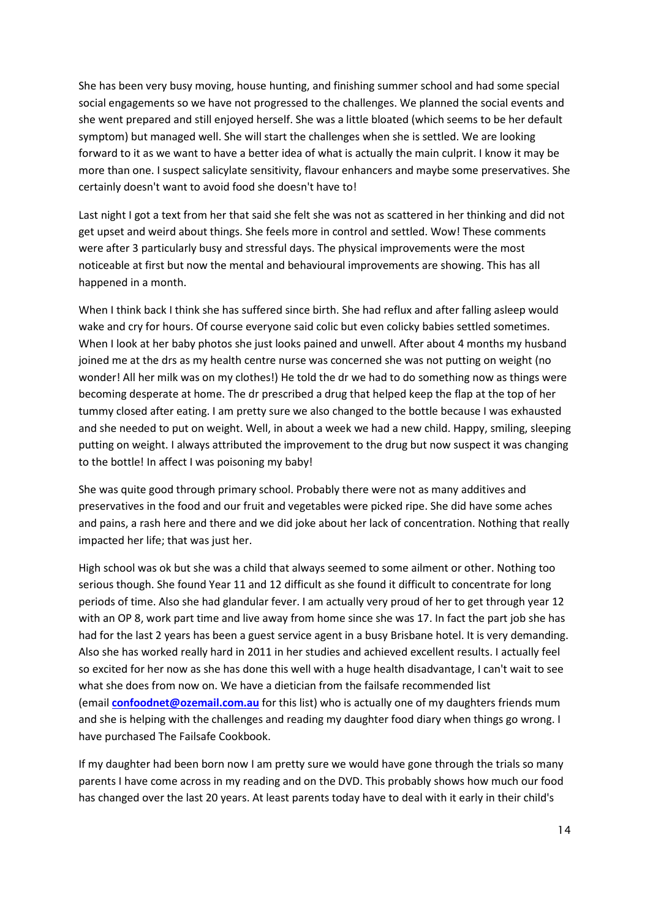She has been very busy moving, house hunting, and finishing summer school and had some special social engagements so we have not progressed to the challenges. We planned the social events and she went prepared and still enjoyed herself. She was a little bloated (which seems to be her default symptom) but managed well. She will start the challenges when she is settled. We are looking forward to it as we want to have a better idea of what is actually the main culprit. I know it may be more than one. I suspect salicylate sensitivity, flavour enhancers and maybe some preservatives. She certainly doesn't want to avoid food she doesn't have to!

Last night I got a text from her that said she felt she was not as scattered in her thinking and did not get upset and weird about things. She feels more in control and settled. Wow! These comments were after 3 particularly busy and stressful days. The physical improvements were the most noticeable at first but now the mental and behavioural improvements are showing. This has all happened in a month.

When I think back I think she has suffered since birth. She had reflux and after falling asleep would wake and cry for hours. Of course everyone said colic but even colicky babies settled sometimes. When I look at her baby photos she just looks pained and unwell. After about 4 months my husband joined me at the drs as my health centre nurse was concerned she was not putting on weight (no wonder! All her milk was on my clothes!) He told the dr we had to do something now as things were becoming desperate at home. The dr prescribed a drug that helped keep the flap at the top of her tummy closed after eating. I am pretty sure we also changed to the bottle because I was exhausted and she needed to put on weight. Well, in about a week we had a new child. Happy, smiling, sleeping putting on weight. I always attributed the improvement to the drug but now suspect it was changing to the bottle! In affect I was poisoning my baby!

She was quite good through primary school. Probably there were not as many additives and preservatives in the food and our fruit and vegetables were picked ripe. She did have some aches and pains, a rash here and there and we did joke about her lack of concentration. Nothing that really impacted her life; that was just her.

High school was ok but she was a child that always seemed to some ailment or other. Nothing too serious though. She found Year 11 and 12 difficult as she found it difficult to concentrate for long periods of time. Also she had glandular fever. I am actually very proud of her to get through year 12 with an OP 8, work part time and live away from home since she was 17. In fact the part job she has had for the last 2 years has been a guest service agent in a busy Brisbane hotel. It is very demanding. Also she has worked really hard in 2011 in her studies and achieved excellent results. I actually feel so excited for her now as she has done this well with a huge health disadvantage, I can't wait to see what she does from now on. We have a dietician from the failsafe recommended list (email **confoodnet@ozemail.com.au** for this list) who is actually one of my daughters friends mum and she is helping with the challenges and reading my daughter food diary when things go wrong. I have purchased The Failsafe Cookbook.

If my daughter had been born now I am pretty sure we would have gone through the trials so many parents I have come across in my reading and on the DVD. This probably shows how much our food has changed over the last 20 years. At least parents today have to deal with it early in their child's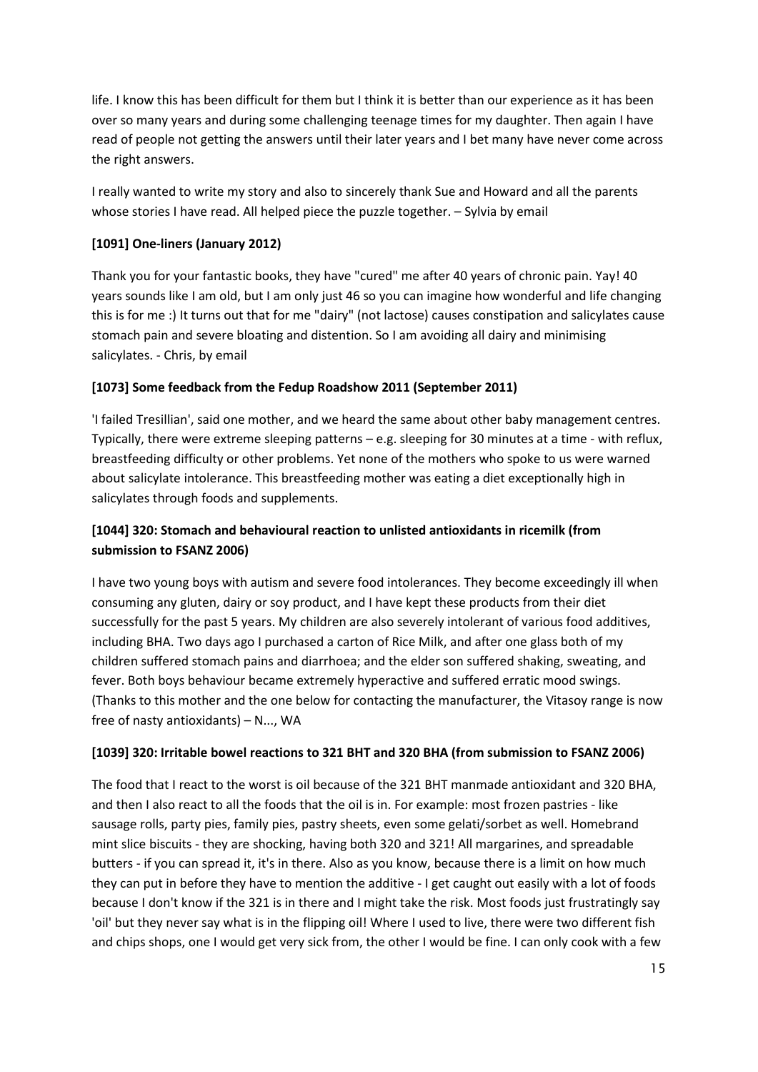life. I know this has been difficult for them but I think it is better than our experience as it has been over so many years and during some challenging teenage times for my daughter. Then again I have read of people not getting the answers until their later years and I bet many have never come across the right answers.

I really wanted to write my story and also to sincerely thank Sue and Howard and all the parents whose stories I have read. All helped piece the puzzle together. – Sylvia by email

### [1091] One-liners (January 2012)

Thank you for your fantastic books, they have "cured" me after 40 years of chronic pain. Yay! 40 years sounds like I am old, but I am only just 46 so you can imagine how wonderful and life changing this is for me :) It turns out that for me "dairy" (not lactose) causes constipation and salicylates cause stomach pain and severe bloating and distention. So I am avoiding all dairy and minimising salicylates. - Chris, by email

### [1073] Some feedback from the Fedup Roadshow 2011 (September 2011)

'I failed Tresillian', said one mother, and we heard the same about other baby management centres. Typically, there were extreme sleeping patterns – e.g. sleeping for 30 minutes at a time - with reflux, breastfeeding difficulty or other problems. Yet none of the mothers who spoke to us were warned about salicylate intolerance. This breastfeeding mother was eating a diet exceptionally high in salicylates through foods and supplements.

### [1044] 320: Stomach and behavioural reaction to unlisted antioxidants in ricemilk (from submission to FSANZ 2006)

I have two young boys with autism and severe food intolerances. They become exceedingly ill when consuming any gluten, dairy or soy product, and I have kept these products from their diet successfully for the past 5 years. My children are also severely intolerant of various food additives, including BHA. Two days ago I purchased a carton of Rice Milk, and after one glass both of my children suffered stomach pains and diarrhoea; and the elder son suffered shaking, sweating, and fever. Both boys behaviour became extremely hyperactive and suffered erratic mood swings. (Thanks to this mother and the one below for contacting the manufacturer, the Vitasoy range is now free of nasty antioxidants) – N..., WA

### [1039] 320: Irritable bowel reactions to 321 BHT and 320 BHA (from submission to FSANZ 2006)

The food that I react to the worst is oil because of the 321 BHT manmade antioxidant and 320 BHA, and then I also react to all the foods that the oil is in. For example: most frozen pastries - like sausage rolls, party pies, family pies, pastry sheets, even some gelati/sorbet as well. Homebrand mint slice biscuits - they are shocking, having both 320 and 321! All margarines, and spreadable butters - if you can spread it, it's in there. Also as you know, because there is a limit on how much they can put in before they have to mention the additive - I get caught out easily with a lot of foods because I don't know if the 321 is in there and I might take the risk. Most foods just frustratingly say 'oil' but they never say what is in the flipping oil! Where I used to live, there were two different fish and chips shops, one I would get very sick from, the other I would be fine. I can only cook with a few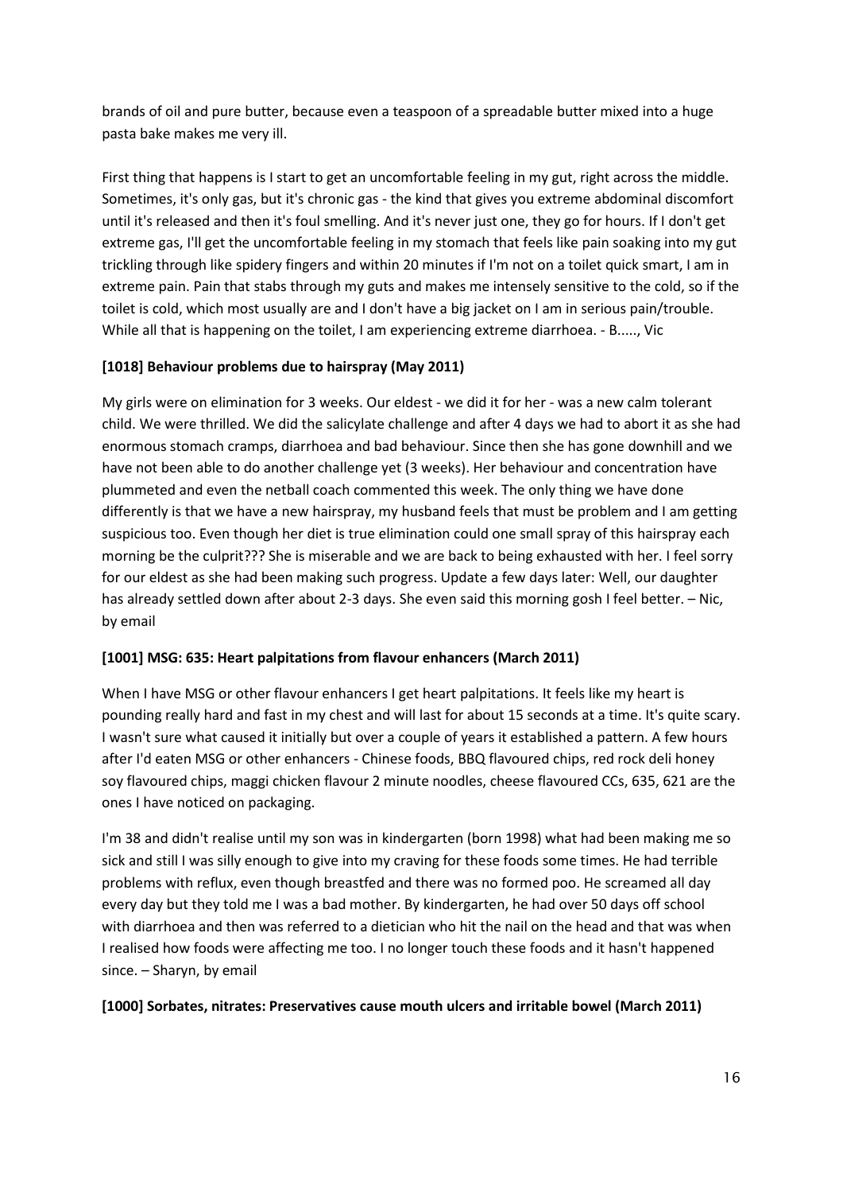brands of oil and pure butter, because even a teaspoon of a spreadable butter mixed into a huge pasta bake makes me very ill.

First thing that happens is I start to get an uncomfortable feeling in my gut, right across the middle. Sometimes, it's only gas, but it's chronic gas - the kind that gives you extreme abdominal discomfort until it's released and then it's foul smelling. And it's never just one, they go for hours. If I don't get extreme gas, I'll get the uncomfortable feeling in my stomach that feels like pain soaking into my gut trickling through like spidery fingers and within 20 minutes if I'm not on a toilet quick smart, I am in extreme pain. Pain that stabs through my guts and makes me intensely sensitive to the cold, so if the toilet is cold, which most usually are and I don't have a big jacket on I am in serious pain/trouble. While all that is happening on the toilet, I am experiencing extreme diarrhoea. - B....., Vic

**[1018] Behaviour problems due to hairspray (May 2011)**

My girls were on elimination for 3 weeks. Our eldest - we did it for her - was a new calm tolerant child. We were thrilled. We did the salicylate challenge and after 4 days we had to abort it as she had enormous stomach cramps, diarrhoea and bad behaviour. Since then she has gone downhill and we have not been able to do another challenge yet (3 weeks). Her behaviour and concentration have plummeted and even the netball coach commented this week. The only thing we have done differently is that we have a new hairspray, my husband feels that must be problem and I am getting suspicious too. Even though her diet is true elimination could one small spray of this hairspray each morning be the culprit??? She is miserable and we are back to being exhausted with her. I feel sorry for our eldest as she had been making such progress. Update a few days later: Well, our daughter has already settled down after about 2-3 days. She even said this morning gosh I feel better. – Nic, by email

**[1001] MSG: 635: Heart palpitations from flavour enhancers (March 2011)**

When I have MSG or other flavour enhancers I get heart palpitations. It feels like my heart is pounding really hard and fast in my chest and will last for about 15 seconds at a time. It's quite scary. I wasn't sure what caused it initially but over a couple of years it established a pattern. A few hours after I'd eaten MSG or other enhancers - Chinese foods, BBQ flavoured chips, red rock deli honey soy flavoured chips, maggi chicken flavour 2 minute noodles, cheese flavoured CCs, 635, 621 are the ones I have noticed on packaging.

I'm 38 and didn't realise until my son was in kindergarten (born 1998) what had been making me so sick and still I was silly enough to give into my craving for these foods some times. He had terrible problems with reflux, even though breastfed and there was no formed poo. He screamed all day every day but they told me I was a bad mother. By kindergarten, he had over 50 days off school with diarrhoea and then was referred to a dietician who hit the nail on the head and that was when I realised how foods were affecting me too. I no longer touch these foods and it hasn't happened since. – Sharyn, by email

**[1000] Sorbates, nitrates: Preservatives cause mouth ulcers and irritable bowel (March 2011)**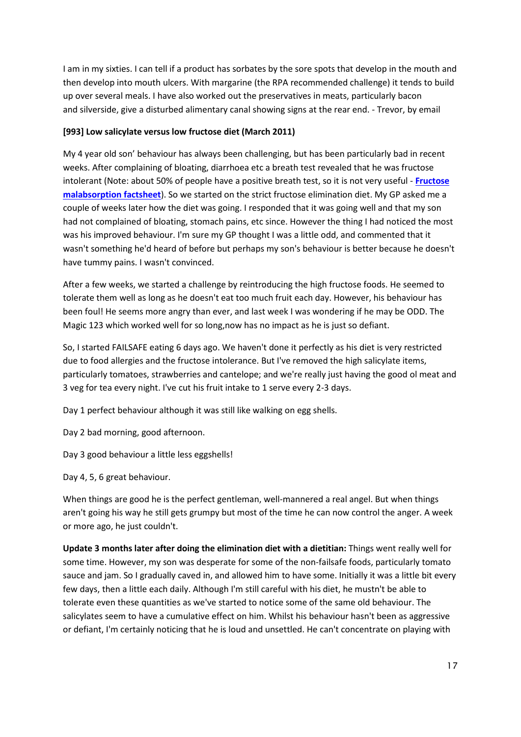I am in my sixties. I can tell if a product has sorbates by the sore spots that develop in the mouth and then develop into mouth ulcers. With margarine (the RPA recommended challenge) it tends to build up over several meals. I have also worked out the preservatives in meats, particularly bacon and silverside, give a disturbed alimentary canal showing signs at the rear end. - Trevor, by email

**[993] Low salicylate versus low fructose diet (March 2011)**

My 4 year old son' behaviour has always been challenging, but has been particularly bad in recent weeks. After complaining of bloating, diarrhoea etc a breath test revealed that he was fructose intolerant (Note: about 50% of people have a positive breath test, so it is not very useful - **Fructose malabsorption factsheet**). So we started on the strict fructose elimination diet. My GP asked me a couple of weeks later how the diet was going. I responded that it was going well and that my son had not complained of bloating, stomach pains, etc since. However the thing I had noticed the most was his improved behaviour. I'm sure my GP thought I was a little odd, and commented that it wasn't something he'd heard of before but perhaps my son's behaviour is better because he doesn't have tummy pains. I wasn't convinced.

After a few weeks, we started a challenge by reintroducing the high fructose foods. He seemed to tolerate them well as long as he doesn't eat too much fruit each day. However, his behaviour has been foul! He seems more angry than ever, and last week I was wondering if he may be ODD. The Magic 123 which worked well for so long,now has no impact as he is just so defiant.

So, I started FAILSAFE eating 6 days ago. We haven't done it perfectly as his diet is very restricted due to food allergies and the fructose intolerance. But I've removed the high salicylate items, particularly tomatoes, strawberries and cantelope; and we're really just having the good ol meat and 3 veg for tea every night. I've cut his fruit intake to 1 serve every 2-3 days.

Day 1 perfect behaviour although it was still like walking on egg shells.

Day 2 bad morning, good afternoon.

Day 3 good behaviour a little less eggshells!

Day 4, 5, 6 great behaviour.

When things are good he is the perfect gentleman, well-mannered a real angel. But when things aren't going his way he still gets grumpy but most of the time he can now control the anger. A week or more ago, he just couldn't.

**Update 3 months later after doing the elimination diet with a dietitian:** Things went really well for some time. However, my son was desperate for some of the non-failsafe foods, particularly tomato sauce and jam. So I gradually caved in, and allowed him to have some. Initially it was a little bit every few days, then a little each daily. Although I'm still careful with his diet, he mustn't be able to tolerate even these quantities as we've started to notice some of the same old behaviour. The salicylates seem to have a cumulative effect on him. Whilst his behaviour hasn't been as aggressive or defiant, I'm certainly noticing that he is loud and unsettled. He can't concentrate on playing with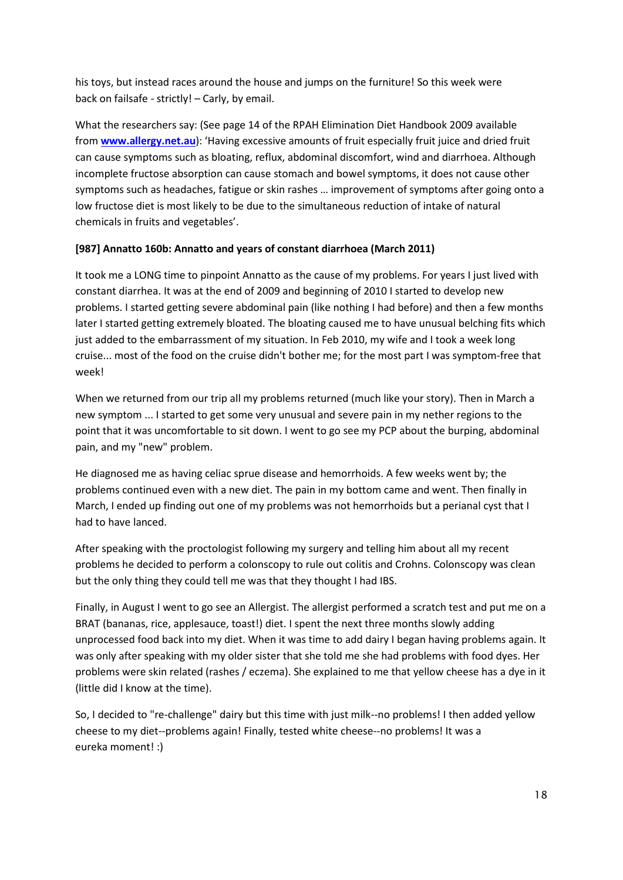his toys, but instead races around the house and jumps on the furniture! So this week were back on failsafe - strictly! – Carly, by email.

What the researchers say: (See page 14 of the RPAH Elimination Diet Handbook 2009 available from **[www.allergy.net.au](http://www.allergy.net.au)**): 'Having excessive amounts of fruit especially fruit juice and dried fruit can cause symptoms such as bloating, reflux, abdominal discomfort, wind and diarrhoea. Although incomplete fructose absorption can cause stomach and bowel symptoms, it does not cause other symptoms such as headaches, fatigue or skin rashes … improvement of symptoms after going onto a low fructose diet is most likely to be due to the simultaneous reduction of intake of natural chemicals in fruits and vegetables'.

**[987] Annatto 160b: Annatto and years of constant diarrhoea (March 2011)**

It took me a LONG time to pinpoint Annatto as the cause of my problems. For years I just lived with constant diarrhea. It was at the end of 2009 and beginning of 2010 I started to develop new problems. I started getting severe abdominal pain (like nothing I had before) and then a few months later I started getting extremely bloated. The bloating caused me to have unusual belching fits which just added to the embarrassment of my situation. In Feb 2010, my wife and I took a week long cruise... most of the food on the cruise didn't bother me; for the most part I was symptom-free that week!

When we returned from our trip all my problems returned (much like your story). Then in March a new symptom ... I started to get some very unusual and severe pain in my nether regions to the point that it was uncomfortable to sit down. I went to go see my PCP about the burping, abdominal pain, and my "new" problem.

He diagnosed me as having celiac sprue disease and hemorrhoids. A few weeks went by; the problems continued even with a new diet. The pain in my bottom came and went. Then finally in March, I ended up finding out one of my problems was not hemorrhoids but a perianal cyst that I had to have lanced.

After speaking with the proctologist following my surgery and telling him about all my recent problems he decided to perform a colonscopy to rule out colitis and Crohns. Colonscopy was clean but the only thing they could tell me was that they thought I had IBS.

Finally, in August I went to go see an Allergist. The allergist performed a scratch test and put me on a BRAT (bananas, rice, applesauce, toast!) diet. I spent the next three months slowly adding unprocessed food back into my diet. When it was time to add dairy I began having problems again. It was only after speaking with my older sister that she told me she had problems with food dyes. Her problems were skin related (rashes / eczema). She explained to me that yellow cheese has a dye in it (little did I know at the time).

So, I decided to "re-challenge" dairy but this time with just milk--no problems! I then added yellow cheese to my diet--problems again! Finally, tested white cheese--no problems! It was a eureka moment! :)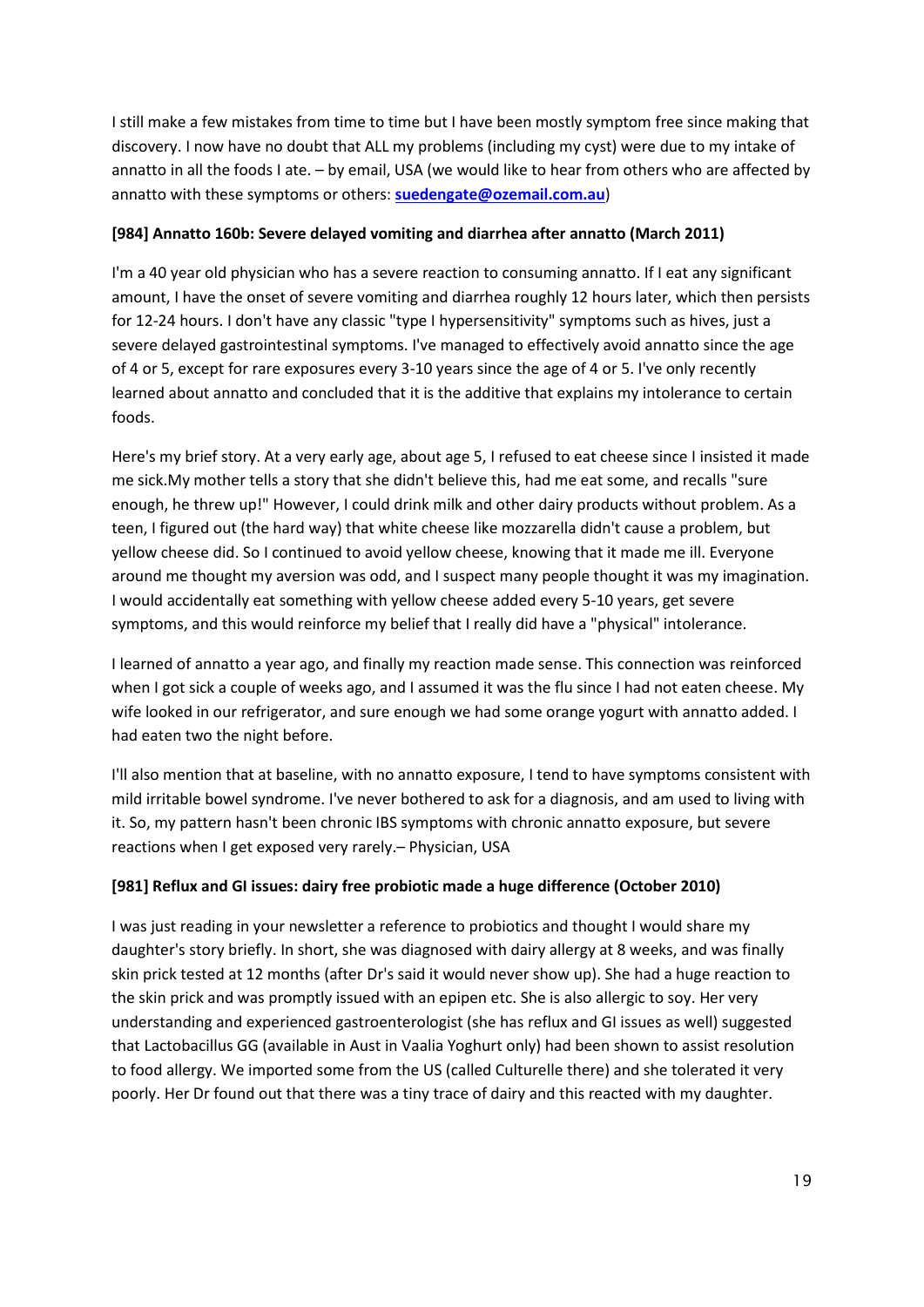I still make a few mistakes from time to time but I have been mostly symptom free since making that discovery. I now have no doubt that ALL my problems (including my cyst) were due to my intake of annatto in all the foods I ate. – by email, USA (we would like to hear from others who are affected by annatto with these symptoms or others: **suedengate@ozemail.com.au**)

**[984] Annatto 160b: Severe delayed vomiting and diarrhea after annatto (March 2011)**

I'm a 40 year old physician who has a severe reaction to consuming annatto. If I eat any significant amount, I have the onset of severe vomiting and diarrhea roughly 12 hours later, which then persists for 12-24 hours. I don't have any classic "type I hypersensitivity" symptoms such as hives, just a severe delayed gastrointestinal symptoms. I've managed to effectively avoid annatto since the age of 4 or 5, except for rare exposures every 3-10 years since the age of 4 or 5. I've only recently learned about annatto and concluded that it is the additive that explains my intolerance to certain foods.

Here's my brief story. At a very early age, about age 5, I refused to eat cheese since I insisted it made me sick.My mother tells a story that she didn't believe this, had me eat some, and recalls "sure enough, he threw up!" However, I could drink milk and other dairy products without problem. As a teen, I figured out (the hard way) that white cheese like mozzarella didn't cause a problem, but yellow cheese did. So I continued to avoid yellow cheese, knowing that it made me ill. Everyone around me thought my aversion was odd, and I suspect many people thought it was my imagination. I would accidentally eat something with yellow cheese added every 5-10 years, get severe symptoms, and this would reinforce my belief that I really did have a "physical" intolerance.

I learned of annatto a year ago, and finally my reaction made sense. This connection was reinforced when I got sick a couple of weeks ago, and I assumed it was the flu since I had not eaten cheese. My wife looked in our refrigerator, and sure enough we had some orange yogurt with annatto added. I had eaten two the night before.

I'll also mention that at baseline, with no annatto exposure, I tend to have symptoms consistent with mild irritable bowel syndrome. I've never bothered to ask for a diagnosis, and am used to living with it. So, my pattern hasn't been chronic IBS symptoms with chronic annatto exposure, but severe reactions when I get exposed very rarely.– Physician, USA

**[981] Reflux and GI issues: dairy free probiotic made a huge difference (October 2010)**

I was just reading in your newsletter a reference to probiotics and thought I would share my daughter's story briefly. In short, she was diagnosed with dairy allergy at 8 weeks, and was finally skin prick tested at 12 months (after Dr's said it would never show up). She had a huge reaction to the skin prick and was promptly issued with an epipen etc. She is also allergic to soy. Her very understanding and experienced gastroenterologist (she has reflux and GI issues as well) suggested that Lactobacillus GG (available in Aust in Vaalia Yoghurt only) had been shown to assist resolution to food allergy. We imported some from the US (called Culturelle there) and she tolerated it very poorly. Her Dr found out that there was a tiny trace of dairy and this reacted with my daughter.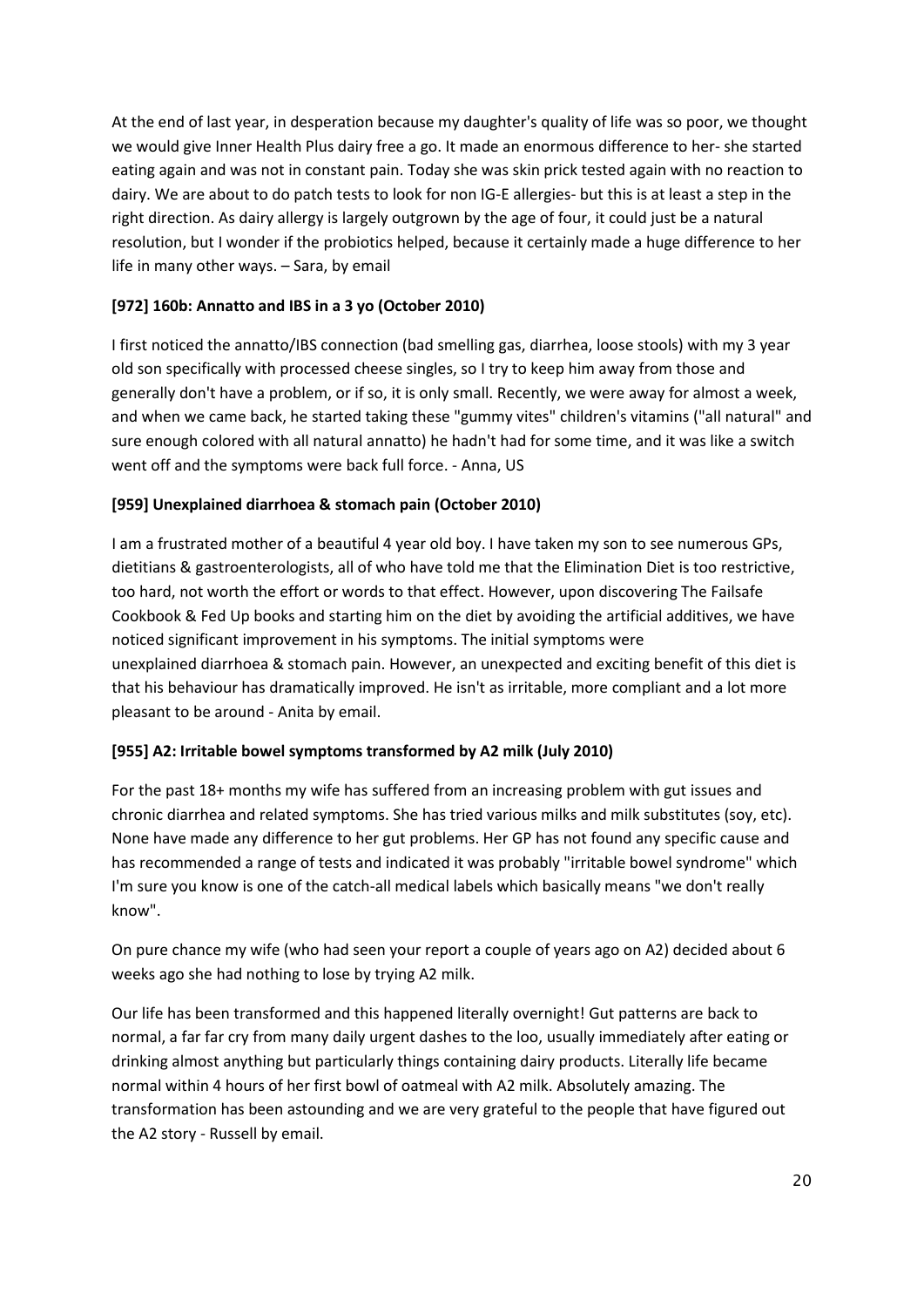At the end of last year, in desperation because my daughter's quality of life was so poor, we thought we would give Inner Health Plus dairy free a go. It made an enormous difference to her- she started eating again and was not in constant pain. Today she was skin prick tested again with no reaction to dairy. We are about to do patch tests to look for non IG-E allergies- but this is at least a step in the right direction. As dairy allergy is largely outgrown by the age of four, it could just be a natural resolution, but I wonder if the probiotics helped, because it certainly made a huge difference to her life in many other ways. – Sara, by email

**[972] 160b: Annatto and IBS in a 3 yo (October 2010)**

I first noticed the annatto/IBS connection (bad smelling gas, diarrhea, loose stools) with my 3 year old son specifically with processed cheese singles, so I try to keep him away from those and generally don't have a problem, or if so, it is only small. Recently, we were away for almost a week, and when we came back, he started taking these "gummy vites" children's vitamins ("all natural" and sure enough colored with all natural annatto) he hadn't had for some time, and it was like a switch went off and the symptoms were back full force. - Anna, US

**[959] Unexplained diarrhoea & stomach pain (October 2010)**

I am a frustrated mother of a beautiful 4 year old boy. I have taken my son to see numerous GPs, dietitians & gastroenterologists, all of who have told me that the Elimination Diet is too restrictive, too hard, not worth the effort or words to that effect. However, upon discovering The Failsafe Cookbook & Fed Up books and starting him on the diet by avoiding the artificial additives, we have noticed significant improvement in his symptoms. The initial symptoms were unexplained diarrhoea & stomach pain. However, an unexpected and exciting benefit of this diet is that his behaviour has dramatically improved. He isn't as irritable, more compliant and a lot more pleasant to be around - Anita by email.

**[955] A2: Irritable bowel symptoms transformed by A2 milk (July 2010)**

For the past 18+ months my wife has suffered from an increasing problem with gut issues and chronic diarrhea and related symptoms. She has tried various milks and milk substitutes (soy, etc). None have made any difference to her gut problems. Her GP has not found any specific cause and has recommended a range of tests and indicated it was probably "irritable bowel syndrome" which I'm sure you know is one of the catch-all medical labels which basically means "we don't really know".

On pure chance my wife (who had seen your report a couple of years ago on A2) decided about 6 weeks ago she had nothing to lose by trying A2 milk.

Our life has been transformed and this happened literally overnight! Gut patterns are back to normal, a far far cry from many daily urgent dashes to the loo, usually immediately after eating or drinking almost anything but particularly things containing dairy products. Literally life became normal within 4 hours of her first bowl of oatmeal with A2 milk. Absolutely amazing. The transformation has been astounding and we are very grateful to the people that have figured out the A2 story - Russell by email.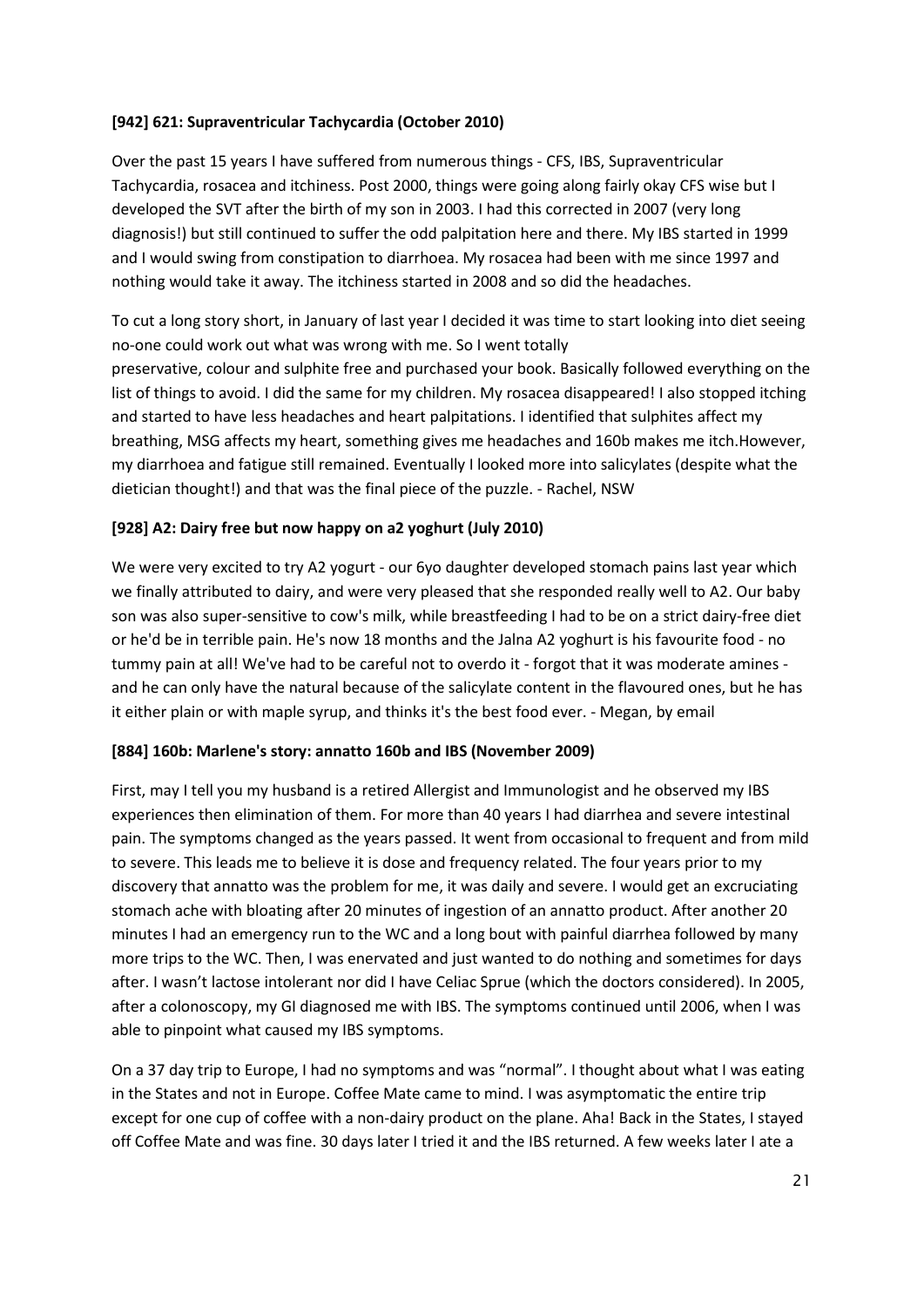**[942] 621: Supraventricular Tachycardia (October 2010)**

Over the past 15 years I have suffered from numerous things - CFS, IBS, Supraventricular Tachycardia, rosacea and itchiness. Post 2000, things were going along fairly okay CFS wise but I developed the SVT after the birth of my son in 2003. I had this corrected in 2007 (very long diagnosis!) but still continued to suffer the odd palpitation here and there. My IBS started in 1999 and I would swing from constipation to diarrhoea. My rosacea had been with me since 1997 and nothing would take it away. The itchiness started in 2008 and so did the headaches.

To cut a long story short, in January of last year I decided it was time to start looking into diet seeing no-one could work out what was wrong with me. So I went totally preservative, colour and sulphite free and purchased your book. Basically followed everything on the list of things to avoid. I did the same for my children. My rosacea disappeared! I also stopped itching and started to have less headaches and heart palpitations. I identified that sulphites affect my breathing, MSG affects my heart, something gives me headaches and 160b makes me itch.However, my diarrhoea and fatigue still remained. Eventually I looked more into salicylates (despite what the dietician thought!) and that was the final piece of the puzzle. - Rachel, NSW

**[928] A2: Dairy free but now happy on a2 yoghurt (July 2010)**

We were very excited to try A2 yogurt - our 6yo daughter developed stomach pains last year which we finally attributed to dairy, and were very pleased that she responded really well to A2. Our baby son was also super-sensitive to cow's milk, while breastfeeding I had to be on a strict dairy-free diet or he'd be in terrible pain. He's now 18 months and the Jalna A2 yoghurt is his favourite food - no tummy pain at all! We've had to be careful not to overdo it - forgot that it was moderate amines - and he can only have the natural because of the salicylate content in the flavoured ones, but he has it either plain or with maple syrup, and thinks it's the best food ever. - Megan, by email

**[884] 160b: Marlene's story: annatto 160b and IBS (November 2009)**

First, may I tell you my husband is a retired Allergist and Immunologist and he observed my IBS experiences then elimination of them. For more than 40 years I had diarrhea and severe intestinal pain. The symptoms changed as the years passed. It went from occasional to frequent and from mild to severe. This leads me to believe it is dose and frequency related. The four years prior to my discovery that annatto was the problem for me, it was daily and severe. I would get an excruciating stomach ache with bloating after 20 minutes of ingestion of an annatto product. After another 20 minutes I had an emergency run to the WC and a long bout with painful diarrhea followed by many more trips to the WC. Then, I was enervated and just wanted to do nothing and sometimes for days after. I wasn't lactose intolerant nor did I have Celiac Sprue (which the doctors considered). In 2005, after a colonoscopy, my GI diagnosed me with IBS. The symptoms continued until 2006, when I was able to pinpoint what caused my IBS symptoms.

On a 37 day trip to Europe, I had no symptoms and was "normal". I thought about what I was eating in the States and not in Europe. Coffee Mate came to mind. I was asymptomatic the entire trip except for one cup of coffee with a non-dairy product on the plane. Aha! Back in the States, I stayed off Coffee Mate and was fine. 30 days later I tried it and the IBS returned. A few weeks later I ate a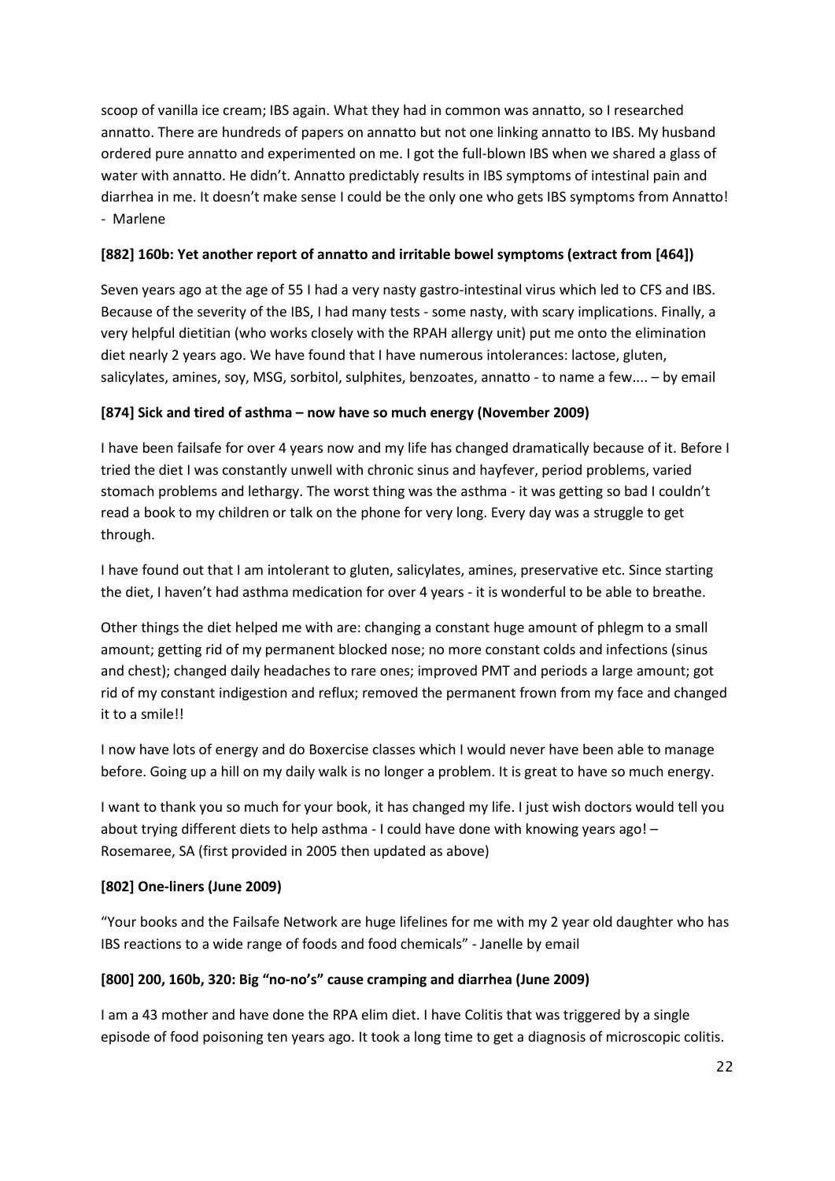scoop of vanilla ice cream; IBS again. What they had in common was annatto, so I researched annatto. There are hundreds of papers on annatto but not one linking annatto to IBS. My husband ordered pure annatto and experimented on me. I got the full-blown IBS when we shared a glass of water with annatto. He didn't. Annatto predictably results in IBS symptoms of intestinal pain and diarrhea in me. It doesn't make sense I could be the only one who gets IBS symptoms from Annatto! - Marlene

**[882] 160b: Yet another report of annatto and irritable bowel symptoms (extract from [464])**

Seven years ago at the age of 55 I had a very nasty gastro-intestinal virus which led to CFS and IBS. Because of the severity of the IBS, I had many tests - some nasty, with scary implications. Finally, a very helpful dietitian (who works closely with the RPAH allergy unit) put me onto the elimination diet nearly 2 years ago. We have found that I have numerous intolerances: lactose, gluten, salicylates, amines, soy, MSG, sorbitol, sulphites, benzoates, annatto - to name a few.... – by email

**[874] Sick and tired of asthma – now have so much energy (November 2009)**

I have been failsafe for over 4 years now and my life has changed dramatically because of it. Before I tried the diet I was constantly unwell with chronic sinus and hayfever, period problems, varied stomach problems and lethargy. The worst thing was the asthma - it was getting so bad I couldn't read a book to my children or talk on the phone for very long. Every day was a struggle to get through.

I have found out that I am intolerant to gluten, salicylates, amines, preservative etc. Since starting the diet, I haven't had asthma medication for over 4 years - it is wonderful to be able to breathe.

Other things the diet helped me with are: changing a constant huge amount of phlegm to a small amount; getting rid of my permanent blocked nose; no more constant colds and infections (sinus and chest); changed daily headaches to rare ones; improved PMT and periods a large amount; got rid of my constant indigestion and reflux; removed the permanent frown from my face and changed it to a smile!!

I now have lots of energy and do Boxercise classes which I would never have been able to manage before. Going up a hill on my daily walk is no longer a problem. It is great to have so much energy.

I want to thank you so much for your book, it has changed my life. I just wish doctors would tell you about trying different diets to help asthma - I could have done with knowing years ago! – Rosemaree, SA (first provided in 2005 then updated as above)

**[802] One-liners (June 2009)**

"Your books and the Failsafe Network are huge lifelines for me with my 2 year old daughter who has IBS reactions to a wide range of foods and food chemicals" - Janelle by email

**[800] 200, 160b, 320: Big "no-no's" cause cramping and diarrhea (June 2009)**

I am a 43 mother and have done the RPA elim diet. I have Colitis that was triggered by a single episode of food poisoning ten years ago. It took a long time to get a diagnosis of microscopic colitis.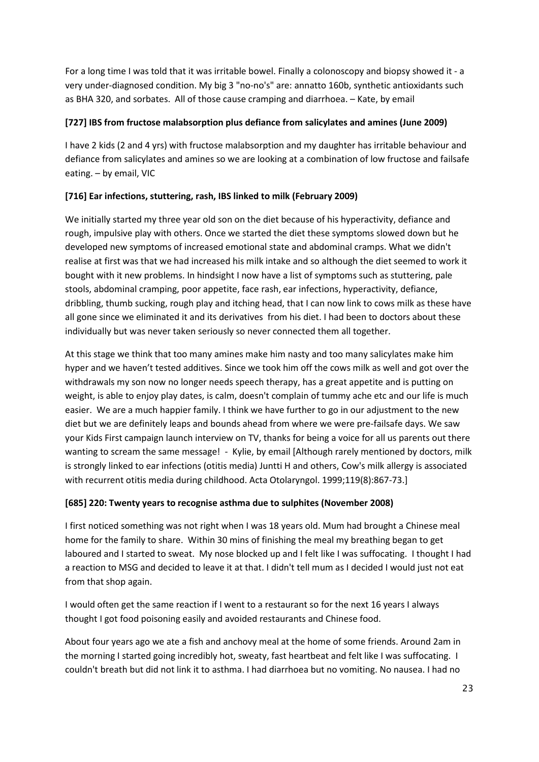For a long time I was told that it was irritable bowel. Finally a colonoscopy and biopsy showed it - a very under-diagnosed condition. My big 3 "no-no's" are: annatto 160b, synthetic antioxidants such as BHA 320, and sorbates. All of those cause cramping and diarrhoea. – Kate, by email

**[727] IBS from fructose malabsorption plus defiance from salicylates and amines (June 2009)**

I have 2 kids (2 and 4 yrs) with fructose malabsorption and my daughter has irritable behaviour and defiance from salicylates and amines so we are looking at a combination of low fructose and failsafe eating. – by email, VIC

**[716] Ear infections, stuttering, rash, IBS linked to milk (February 2009)**

We initially started my three year old son on the diet because of his hyperactivity, defiance and rough, impulsive play with others. Once we started the diet these symptoms slowed down but he developed new symptoms of increased emotional state and abdominal cramps. What we didn't realise at first was that we had increased his milk intake and so although the diet seemed to work it bought with it new problems. In hindsight I now have a list of symptoms such as stuttering, pale stools, abdominal cramping, poor appetite, face rash, ear infections, hyperactivity, defiance, dribbling, thumb sucking, rough play and itching head, that I can now link to cows milk as these have all gone since we eliminated it and its derivatives from his diet. I had been to doctors about these individually but was never taken seriously so never connected them all together.

At this stage we think that too many amines make him nasty and too many salicylates make him hyper and we haven't tested additives. Since we took him off the cows milk as well and got over the withdrawals my son now no longer needs speech therapy, has a great appetite and is putting on weight, is able to enjoy play dates, is calm, doesn't complain of tummy ache etc and our life is much easier. We are a much happier family. I think we have further to go in our adjustment to the new diet but we are definitely leaps and bounds ahead from where we were pre-failsafe days. We saw your Kids First campaign launch interview on TV, thanks for being a voice for all us parents out there wanting to scream the same message! - Kylie, by email [Although rarely mentioned by doctors, milk is strongly linked to ear infections (otitis media) Juntti H and others, Cow's milk allergy is associated with recurrent otitis media during childhood. Acta Otolaryngol. 1999;119(8):867-73.]

**[685] 220: Twenty years to recognise asthma due to sulphites (November 2008)**

I first noticed something was not right when I was 18 years old. Mum had brought a Chinese meal home for the family to share. Within 30 mins of finishing the meal my breathing began to get laboured and I started to sweat. My nose blocked up and I felt like I was suffocating. I thought I had a reaction to MSG and decided to leave it at that. I didn't tell mum as I decided I would just not eat from that shop again.

I would often get the same reaction if I went to a restaurant so for the next 16 years I always thought I got food poisoning easily and avoided restaurants and Chinese food.

About four years ago we ate a fish and anchovy meal at the home of some friends. Around 2am in the morning I started going incredibly hot, sweaty, fast heartbeat and felt like I was suffocating. I couldn't breath but did not link it to asthma. I had diarrhoea but no vomiting. No nausea. I had no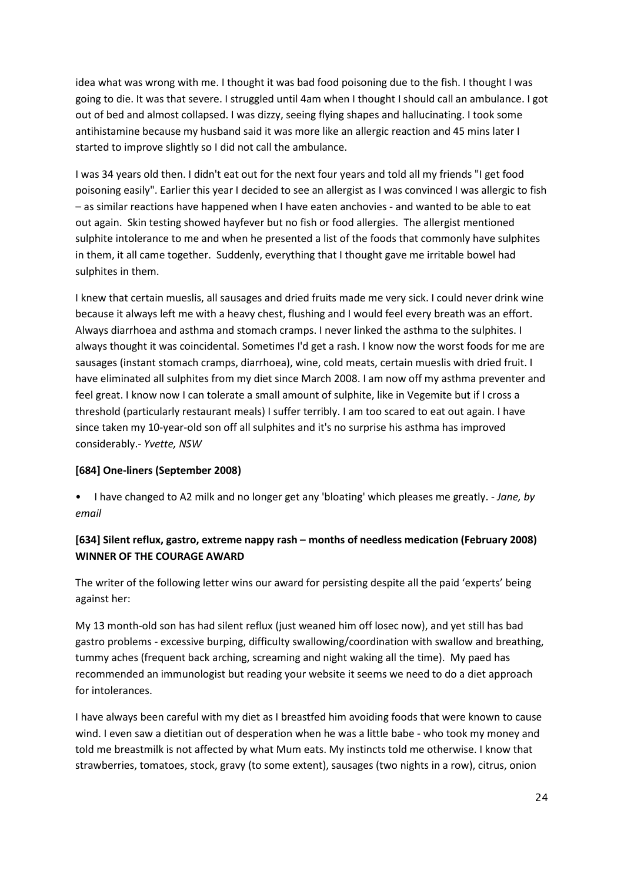idea what was wrong with me. I thought it was bad food poisoning due to the fish. I thought I was going to die. It was that severe. I struggled until 4am when I thought I should call an ambulance. I got out of bed and almost collapsed. I was dizzy, seeing flying shapes and hallucinating. I took some antihistamine because my husband said it was more like an allergic reaction and 45 mins later I started to improve slightly so I did not call the ambulance.

I was 34 years old then. I didn't eat out for the next four years and told all my friends "I get food poisoning easily". Earlier this year I decided to see an allergist as I was convinced I was allergic to fish – as similar reactions have happened when I have eaten anchovies - and wanted to be able to eat out again. Skin testing showed hayfever but no fish or food allergies. The allergist mentioned sulphite intolerance to me and when he presented a list of the foods that commonly have sulphites in them, it all came together. Suddenly, everything that I thought gave me irritable bowel had sulphites in them.

I knew that certain mueslis, all sausages and dried fruits made me very sick. I could never drink wine because it always left me with a heavy chest, flushing and I would feel every breath was an effort. Always diarrhoea and asthma and stomach cramps. I never linked the asthma to the sulphites. I always thought it was coincidental. Sometimes I'd get a rash. I know now the worst foods for me are sausages (instant stomach cramps, diarrhoea), wine, cold meats, certain mueslis with dried fruit. I have eliminated all sulphites from my diet since March 2008. I am now off my asthma preventer and feel great. I know now I can tolerate a small amount of sulphite, like in Vegemite but if I cross a threshold (particularly restaurant meals) I suffer terribly. I am too scared to eat out again. I have since taken my 10-year-old son off all sulphites and it's no surprise his asthma has improved considerably.- *Yvette, NSW*

### [684] One-liners (September 2008)

- I have changed to A2 milk and no longer get any 'bloating' which pleases me greatly. - *Jane, by email*

### [634] Silent reflux, gastro, extreme nappy rash – months of needless medication (February 2008) WINNER OF THE COURAGE AWARD

The writer of the following letter wins our award for persisting despite all the paid 'experts' being against her:

My 13 month-old son has had silent reflux (just weaned him off losec now), and yet still has bad gastro problems - excessive burping, difficulty swallowing/coordination with swallow and breathing, tummy aches (frequent back arching, screaming and night waking all the time). My paed has recommended an immunologist but reading your website it seems we need to do a diet approach for intolerances.

I have always been careful with my diet as I breastfed him avoiding foods that were known to cause wind. I even saw a dietitian out of desperation when he was a little babe - who took my money and told me breastmilk is not affected by what Mum eats. My instincts told me otherwise. I know that strawberries, tomatoes, stock, gravy (to some extent), sausages (two nights in a row), citrus, onion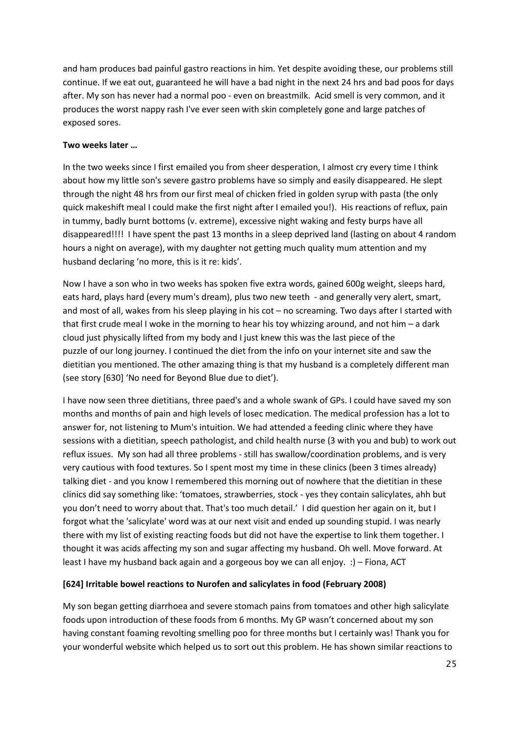and ham produces bad painful gastro reactions in him. Yet despite avoiding these, our problems still continue. If we eat out, guaranteed he will have a bad night in the next 24 hrs and bad poos for days after. My son has never had a normal poo - even on breastmilk. Acid smell is very common, and it produces the worst nappy rash I've ever seen with skin completely gone and large patches of exposed sores.

**Two weeks later …**

In the two weeks since I first emailed you from sheer desperation, I almost cry every time I think about how my little son's severe gastro problems have so simply and easily disappeared. He slept through the night 48 hrs from our first meal of chicken fried in golden syrup with pasta (the only quick makeshift meal I could make the first night after I emailed you!). His reactions of reflux, pain in tummy, badly burnt bottoms (v. extreme), excessive night waking and festy burps have all disappeared!!!! I have spent the past 13 months in a sleep deprived land (lasting on about 4 random hours a night on average), with my daughter not getting much quality mum attention and my husband declaring 'no more, this is it re: kids'.

Now I have a son who in two weeks has spoken five extra words, gained 600g weight, sleeps hard, eats hard, plays hard (every mum's dream), plus two new teeth - and generally very alert, smart, and most of all, wakes from his sleep playing in his cot – no screaming. Two days after I started with that first crude meal I woke in the morning to hear his toy whizzing around, and not him – a dark cloud just physically lifted from my body and I just knew this was the last piece of the puzzle of our long journey. I continued the diet from the info on your internet site and saw the dietitian you mentioned. The other amazing thing is that my husband is a completely different man (see story [630] 'No need for Beyond Blue due to diet').

I have now seen three dietitians, three paed's and a whole swank of GPs. I could have saved my son months and months of pain and high levels of losec medication. The medical profession has a lot to answer for, not listening to Mum's intuition. We had attended a feeding clinic where they have sessions with a dietitian, speech pathologist, and child health nurse (3 with you and bub) to work out reflux issues. My son had all three problems - still has swallow/coordination problems, and is very very cautious with food textures. So I spent most my time in these clinics (been 3 times already) talking diet - and you know I remembered this morning out of nowhere that the dietitian in these clinics did say something like: 'tomatoes, strawberries, stock - yes they contain salicylates, ahh but you don't need to worry about that. That's too much detail.' I did question her again on it, but I forgot what the 'salicylate' word was at our next visit and ended up sounding stupid. I was nearly there with my list of existing reacting foods but did not have the expertise to link them together. I thought it was acids affecting my son and sugar affecting my husband. Oh well. Move forward. At least I have my husband back again and a gorgeous boy we can all enjoy. :) – Fiona, ACT

**[624] Irritable bowel reactions to Nurofen and salicylates in food (February 2008)**

My son began getting diarrhoea and severe stomach pains from tomatoes and other high salicylate foods upon introduction of these foods from 6 months. My GP wasn't concerned about my son having constant foaming revolting smelling poo for three months but I certainly was! Thank you for your wonderful website which helped us to sort out this problem. He has shown similar reactions to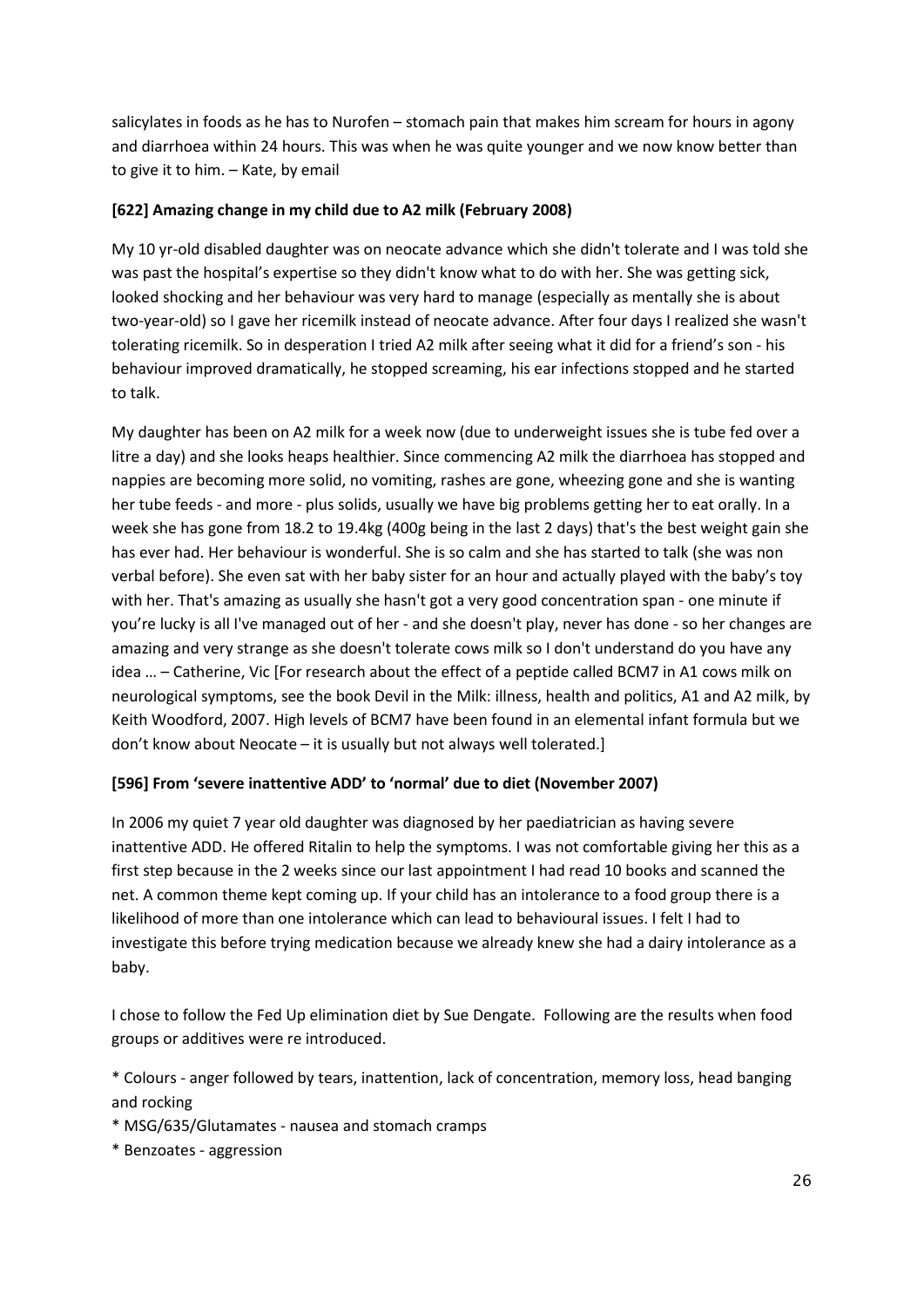salicylates in foods as he has to Nurofen – stomach pain that makes him scream for hours in agony and diarrhoea within 24 hours. This was when he was quite younger and we now know better than to give it to him. – Kate, by email

**[622] Amazing change in my child due to A2 milk (February 2008)**

My 10 yr-old disabled daughter was on neocate advance which she didn't tolerate and I was told she was past the hospital's expertise so they didn't know what to do with her. She was getting sick, looked shocking and her behaviour was very hard to manage (especially as mentally she is about two-year-old) so I gave her ricemilk instead of neocate advance. After four days I realized she wasn't tolerating ricemilk. So in desperation I tried A2 milk after seeing what it did for a friend's son - his behaviour improved dramatically, he stopped screaming, his ear infections stopped and he started to talk.

My daughter has been on A2 milk for a week now (due to underweight issues she is tube fed over a litre a day) and she looks heaps healthier. Since commencing A2 milk the diarrhoea has stopped and nappies are becoming more solid, no vomiting, rashes are gone, wheezing gone and she is wanting her tube feeds - and more - plus solids, usually we have big problems getting her to eat orally. In a week she has gone from 18.2 to 19.4kg (400g being in the last 2 days) that's the best weight gain she has ever had. Her behaviour is wonderful. She is so calm and she has started to talk (she was non verbal before). She even sat with her baby sister for an hour and actually played with the baby's toy with her. That's amazing as usually she hasn't got a very good concentration span - one minute if you're lucky is all I've managed out of her - and she doesn't play, never has done - so her changes are amazing and very strange as she doesn't tolerate cows milk so I don't understand do you have any idea … – Catherine, Vic [For research about the effect of a peptide called BCM7 in A1 cows milk on neurological symptoms, see the book Devil in the Milk: illness, health and politics, A1 and A2 milk, by Keith Woodford, 2007. High levels of BCM7 have been found in an elemental infant formula but we don't know about Neocate – it is usually but not always well tolerated.]

**[596] From 'severe inattentive ADD' to 'normal' due to diet (November 2007)**

In 2006 my quiet 7 year old daughter was diagnosed by her paediatrician as having severe inattentive ADD. He offered Ritalin to help the symptoms. I was not comfortable giving her this as a first step because in the 2 weeks since our last appointment I had read 10 books and scanned the net. A common theme kept coming up. If your child has an intolerance to a food group there is a likelihood of more than one intolerance which can lead to behavioural issues. I felt I had to investigate this before trying medication because we already knew she had a dairy intolerance as a baby.

I chose to follow the Fed Up elimination diet by Sue Dengate. Following are the results when food groups or additives were re introduced.

* Colours - anger followed by tears, inattention, lack of concentration, memory loss, head banging and rocking
* MSG/635/Glutamates - nausea and stomach cramps
* Benzoates - aggression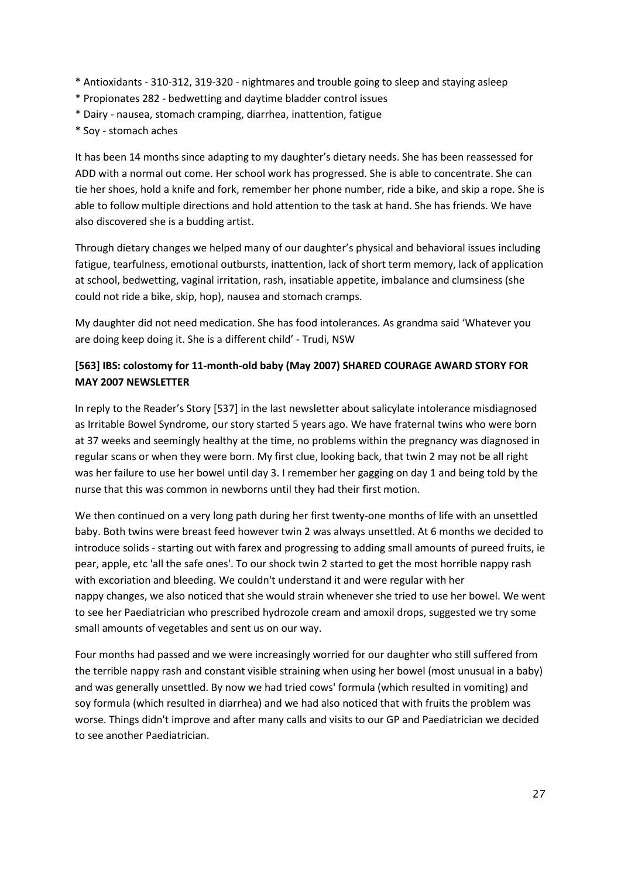* Antioxidants - 310-312, 319-320 - nightmares and trouble going to sleep and staying asleep
* Propionates 282 - bedwetting and daytime bladder control issues
* Dairy - nausea, stomach cramping, diarrhea, inattention, fatigue
* Soy - stomach aches

It has been 14 months since adapting to my daughter's dietary needs. She has been reassessed for ADD with a normal out come. Her school work has progressed. She is able to concentrate. She can tie her shoes, hold a knife and fork, remember her phone number, ride a bike, and skip a rope. She is able to follow multiple directions and hold attention to the task at hand. She has friends. We have also discovered she is a budding artist.

Through dietary changes we helped many of our daughter's physical and behavioral issues including fatigue, tearfulness, emotional outbursts, inattention, lack of short term memory, lack of application at school, bedwetting, vaginal irritation, rash, insatiable appetite, imbalance and clumsiness (she could not ride a bike, skip, hop), nausea and stomach cramps.

My daughter did not need medication. She has food intolerances. As grandma said 'Whatever you are doing keep doing it. She is a different child' - Trudi, NSW

**[563] IBS: colostomy for 11-month-old baby (May 2007) SHARED COURAGE AWARD STORY FOR MAY 2007 NEWSLETTER**

In reply to the Reader's Story [537] in the last newsletter about salicylate intolerance misdiagnosed as Irritable Bowel Syndrome, our story started 5 years ago. We have fraternal twins who were born at 37 weeks and seemingly healthy at the time, no problems within the pregnancy was diagnosed in regular scans or when they were born. My first clue, looking back, that twin 2 may not be all right was her failure to use her bowel until day 3. I remember her gagging on day 1 and being told by the nurse that this was common in newborns until they had their first motion.

We then continued on a very long path during her first twenty-one months of life with an unsettled baby. Both twins were breast feed however twin 2 was always unsettled. At 6 months we decided to introduce solids - starting out with farex and progressing to adding small amounts of pureed fruits, ie pear, apple, etc 'all the safe ones'. To our shock twin 2 started to get the most horrible nappy rash with excoriation and bleeding. We couldn't understand it and were regular with her nappy changes, we also noticed that she would strain whenever she tried to use her bowel. We went to see her Paediatrician who prescribed hydrozole cream and amoxil drops, suggested we try some small amounts of vegetables and sent us on our way.

Four months had passed and we were increasingly worried for our daughter who still suffered from the terrible nappy rash and constant visible straining when using her bowel (most unusual in a baby) and was generally unsettled. By now we had tried cows' formula (which resulted in vomiting) and soy formula (which resulted in diarrhea) and we had also noticed that with fruits the problem was worse. Things didn't improve and after many calls and visits to our GP and Paediatrician we decided to see another Paediatrician.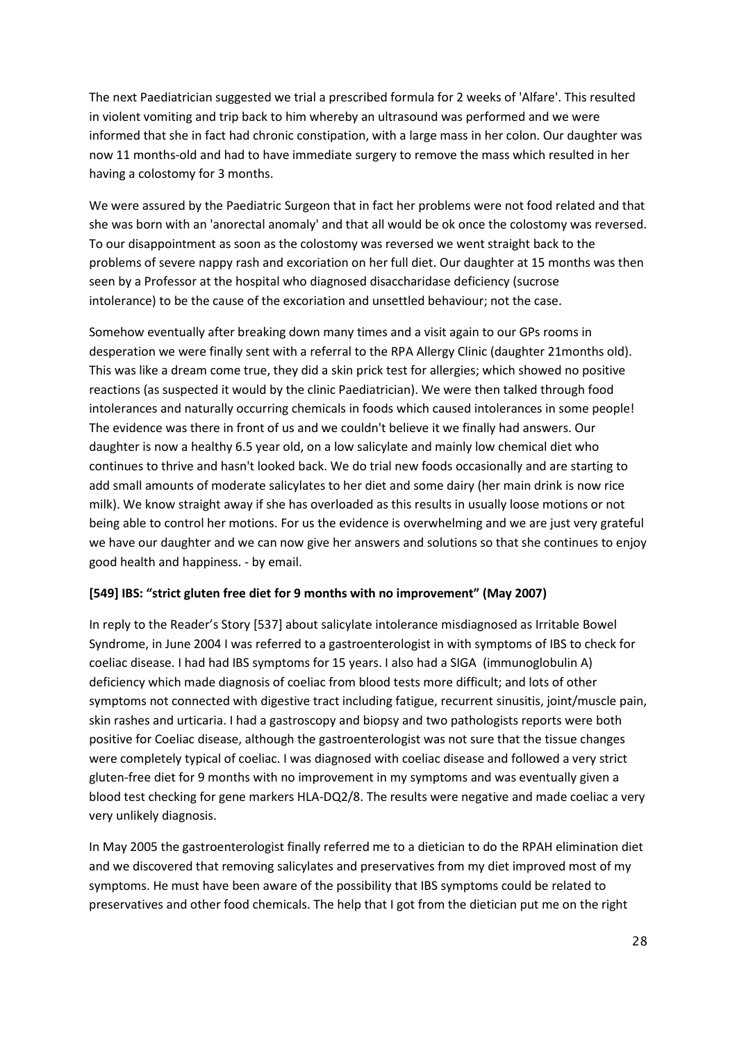The next Paediatrician suggested we trial a prescribed formula for 2 weeks of 'Alfare'. This resulted in violent vomiting and trip back to him whereby an ultrasound was performed and we were informed that she in fact had chronic constipation, with a large mass in her colon. Our daughter was now 11 months-old and had to have immediate surgery to remove the mass which resulted in her having a colostomy for 3 months.

We were assured by the Paediatric Surgeon that in fact her problems were not food related and that she was born with an 'anorectal anomaly' and that all would be ok once the colostomy was reversed. To our disappointment as soon as the colostomy was reversed we went straight back to the problems of severe nappy rash and excoriation on her full diet. Our daughter at 15 months was then seen by a Professor at the hospital who diagnosed disaccharidase deficiency (sucrose intolerance) to be the cause of the excoriation and unsettled behaviour; not the case.

Somehow eventually after breaking down many times and a visit again to our GPs rooms in desperation we were finally sent with a referral to the RPA Allergy Clinic (daughter 21months old). This was like a dream come true, they did a skin prick test for allergies; which showed no positive reactions (as suspected it would by the clinic Paediatrician). We were then talked through food intolerances and naturally occurring chemicals in foods which caused intolerances in some people! The evidence was there in front of us and we couldn't believe it we finally had answers. Our daughter is now a healthy 6.5 year old, on a low salicylate and mainly low chemical diet who continues to thrive and hasn't looked back. We do trial new foods occasionally and are starting to add small amounts of moderate salicylates to her diet and some dairy (her main drink is now rice milk). We know straight away if she has overloaded as this results in usually loose motions or not being able to control her motions. For us the evidence is overwhelming and we are just very grateful we have our daughter and we can now give her answers and solutions so that she continues to enjoy good health and happiness. - by email.

**[549] IBS: "strict gluten free diet for 9 months with no improvement" (May 2007)**

In reply to the Reader's Story [537] about salicylate intolerance misdiagnosed as Irritable Bowel Syndrome, in June 2004 I was referred to a gastroenterologist in with symptoms of IBS to check for coeliac disease. I had had IBS symptoms for 15 years. I also had a SIGA (immunoglobulin A) deficiency which made diagnosis of coeliac from blood tests more difficult; and lots of other symptoms not connected with digestive tract including fatigue, recurrent sinusitis, joint/muscle pain, skin rashes and urticaria. I had a gastroscopy and biopsy and two pathologists reports were both positive for Coeliac disease, although the gastroenterologist was not sure that the tissue changes were completely typical of coeliac. I was diagnosed with coeliac disease and followed a very strict gluten-free diet for 9 months with no improvement in my symptoms and was eventually given a blood test checking for gene markers HLA-DQ2/8. The results were negative and made coeliac a very very unlikely diagnosis.

In May 2005 the gastroenterologist finally referred me to a dietician to do the RPAH elimination diet and we discovered that removing salicylates and preservatives from my diet improved most of my symptoms. He must have been aware of the possibility that IBS symptoms could be related to preservatives and other food chemicals. The help that I got from the dietician put me on the right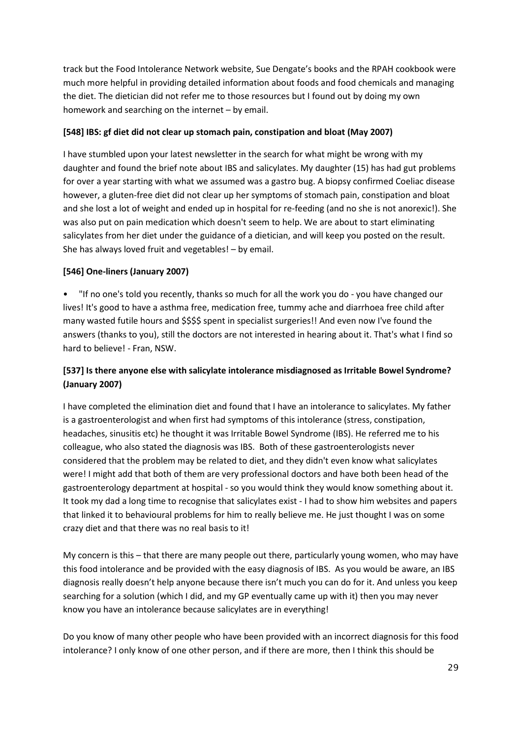track but the Food Intolerance Network website, Sue Dengate's books and the RPAH cookbook were much more helpful in providing detailed information about foods and food chemicals and managing the diet. The dietician did not refer me to those resources but I found out by doing my own homework and searching on the internet – by email.

**[548] IBS: gf diet did not clear up stomach pain, constipation and bloat (May 2007)**

I have stumbled upon your latest newsletter in the search for what might be wrong with my daughter and found the brief note about IBS and salicylates. My daughter (15) has had gut problems for over a year starting with what we assumed was a gastro bug. A biopsy confirmed Coeliac disease however, a gluten-free diet did not clear up her symptoms of stomach pain, constipation and bloat and she lost a lot of weight and ended up in hospital for re-feeding (and no she is not anorexic!). She was also put on pain medication which doesn't seem to help. We are about to start eliminating salicylates from her diet under the guidance of a dietician, and will keep you posted on the result. She has always loved fruit and vegetables! – by email.

**[546] One-liners (January 2007)**

- "If no one's told you recently, thanks so much for all the work you do - you have changed our lives! It's good to have a asthma free, medication free, tummy ache and diarrhoea free child after many wasted futile hours and $$$$ spent in specialist surgeries!! And even now I've found the answers (thanks to you), still the doctors are not interested in hearing about it. That's what I find so hard to believe! - Fran, NSW.

**[537] Is there anyone else with salicylate intolerance misdiagnosed as Irritable Bowel Syndrome? (January 2007)**

I have completed the elimination diet and found that I have an intolerance to salicylates. My father is a gastroenterologist and when first had symptoms of this intolerance (stress, constipation, headaches, sinusitis etc) he thought it was Irritable Bowel Syndrome (IBS). He referred me to his colleague, who also stated the diagnosis was IBS. Both of these gastroenterologists never considered that the problem may be related to diet, and they didn't even know what salicylates were! I might add that both of them are very professional doctors and have both been head of the gastroenterology department at hospital - so you would think they would know something about it. It took my dad a long time to recognise that salicylates exist - I had to show him websites and papers that linked it to behavioural problems for him to really believe me. He just thought I was on some crazy diet and that there was no real basis to it!

My concern is this – that there are many people out there, particularly young women, who may have this food intolerance and be provided with the easy diagnosis of IBS. As you would be aware, an IBS diagnosis really doesn't help anyone because there isn't much you can do for it. And unless you keep searching for a solution (which I did, and my GP eventually came up with it) then you may never know you have an intolerance because salicylates are in everything!

Do you know of many other people who have been provided with an incorrect diagnosis for this food intolerance? I only know of one other person, and if there are more, then I think this should be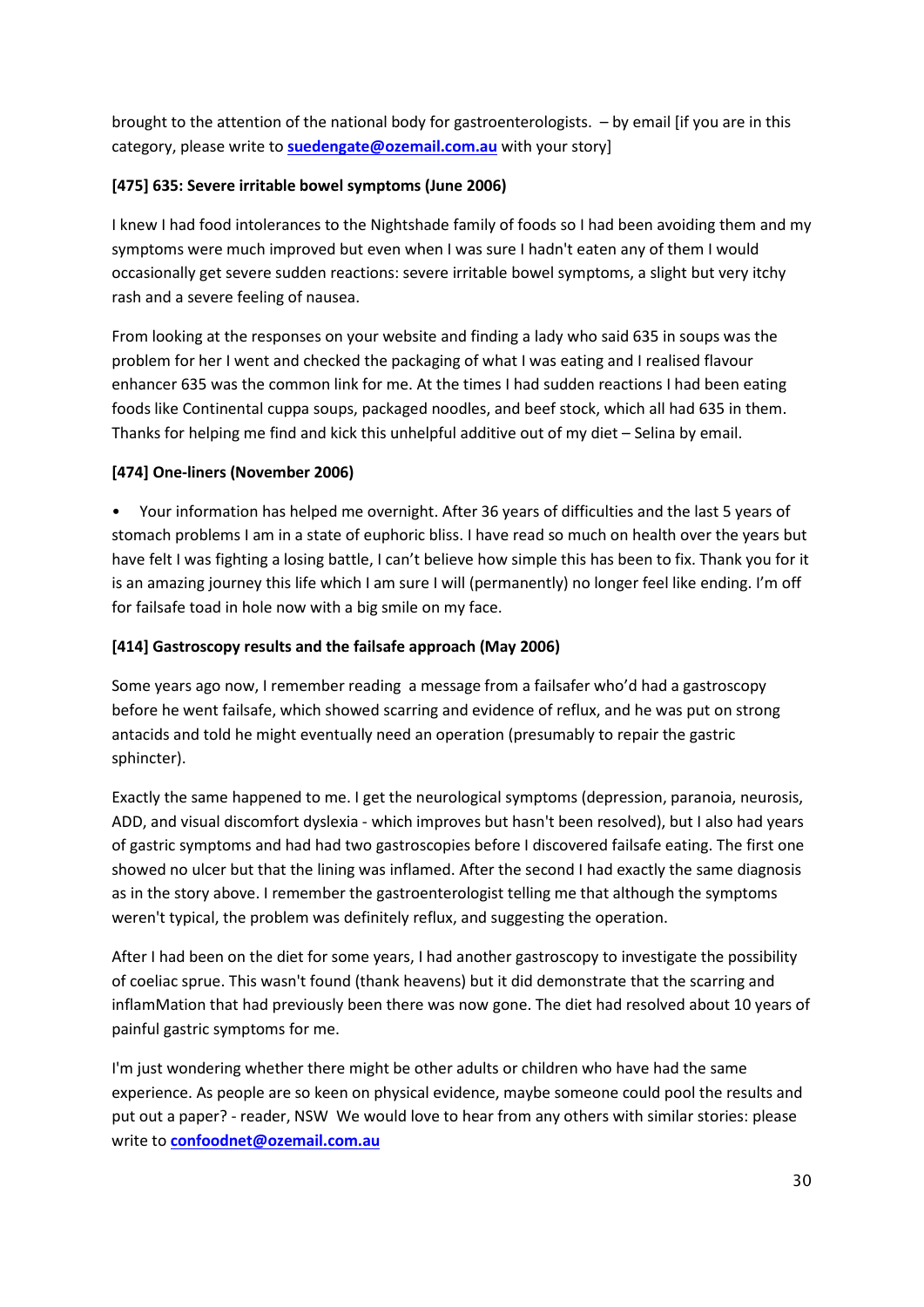brought to the attention of the national body for gastroenterologists. – by email [if you are in this category, please write to **suedengate@ozemail.com.au** with your story]

**[475] 635: Severe irritable bowel symptoms (June 2006)**

I knew I had food intolerances to the Nightshade family of foods so I had been avoiding them and my symptoms were much improved but even when I was sure I hadn't eaten any of them I would occasionally get severe sudden reactions: severe irritable bowel symptoms, a slight but very itchy rash and a severe feeling of nausea.

From looking at the responses on your website and finding a lady who said 635 in soups was the problem for her I went and checked the packaging of what I was eating and I realised flavour enhancer 635 was the common link for me. At the times I had sudden reactions I had been eating foods like Continental cuppa soups, packaged noodles, and beef stock, which all had 635 in them. Thanks for helping me find and kick this unhelpful additive out of my diet – Selina by email.

**[474] One-liners (November 2006)**

- Your information has helped me overnight. After 36 years of difficulties and the last 5 years of stomach problems I am in a state of euphoric bliss. I have read so much on health over the years but have felt I was fighting a losing battle, I can't believe how simple this has been to fix. Thank you for it is an amazing journey this life which I am sure I will (permanently) no longer feel like ending. I'm off for failsafe toad in hole now with a big smile on my face.

**[414] Gastroscopy results and the failsafe approach (May 2006)**

Some years ago now, I remember reading a message from a failsafer who'd had a gastroscopy before he went failsafe, which showed scarring and evidence of reflux, and he was put on strong antacids and told he might eventually need an operation (presumably to repair the gastric sphincter).

Exactly the same happened to me. I get the neurological symptoms (depression, paranoia, neurosis, ADD, and visual discomfort dyslexia - which improves but hasn't been resolved), but I also had years of gastric symptoms and had had two gastroscopies before I discovered failsafe eating. The first one showed no ulcer but that the lining was inflamed. After the second I had exactly the same diagnosis as in the story above. I remember the gastroenterologist telling me that although the symptoms weren't typical, the problem was definitely reflux, and suggesting the operation.

After I had been on the diet for some years, I had another gastroscopy to investigate the possibility of coeliac sprue. This wasn't found (thank heavens) but it did demonstrate that the scarring and inflamMation that had previously been there was now gone. The diet had resolved about 10 years of painful gastric symptoms for me.

I'm just wondering whether there might be other adults or children who have had the same experience. As people are so keen on physical evidence, maybe someone could pool the results and put out a paper? - reader, NSW We would love to hear from any others with similar stories: please write to **confoodnet@ozemail.com.au**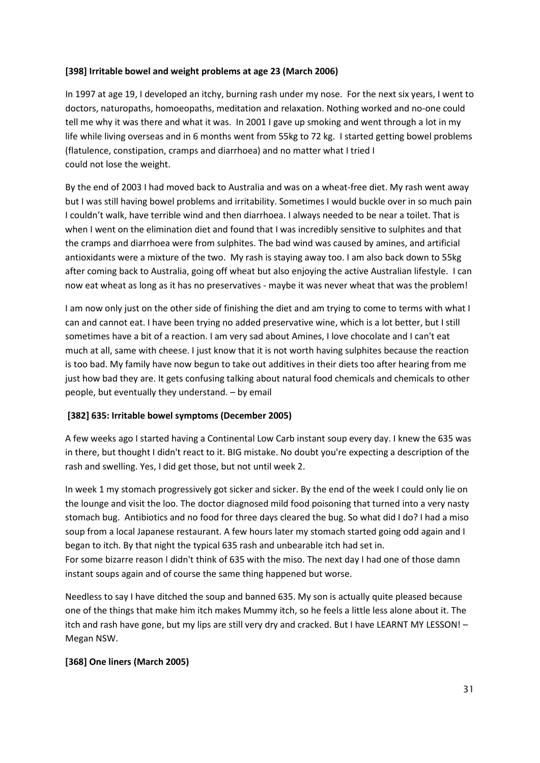**[398] Irritable bowel and weight problems at age 23 (March 2006)**

In 1997 at age 19, I developed an itchy, burning rash under my nose. For the next six years, I went to doctors, naturopaths, homoeopaths, meditation and relaxation. Nothing worked and no-one could tell me why it was there and what it was. In 2001 I gave up smoking and went through a lot in my life while living overseas and in 6 months went from 55kg to 72 kg. I started getting bowel problems (flatulence, constipation, cramps and diarrhoea) and no matter what I tried I could not lose the weight.

By the end of 2003 I had moved back to Australia and was on a wheat-free diet. My rash went away but I was still having bowel problems and irritability. Sometimes I would buckle over in so much pain I couldn't walk, have terrible wind and then diarrhoea. I always needed to be near a toilet. That is when I went on the elimination diet and found that I was incredibly sensitive to sulphites and that the cramps and diarrhoea were from sulphites. The bad wind was caused by amines, and artificial antioxidants were a mixture of the two. My rash is staying away too. I am also back down to 55kg after coming back to Australia, going off wheat but also enjoying the active Australian lifestyle. I can now eat wheat as long as it has no preservatives - maybe it was never wheat that was the problem!

I am now only just on the other side of finishing the diet and am trying to come to terms with what I can and cannot eat. I have been trying no added preservative wine, which is a lot better, but I still sometimes have a bit of a reaction. I am very sad about Amines, I love chocolate and I can't eat much at all, same with cheese. I just know that it is not worth having sulphites because the reaction is too bad. My family have now begun to take out additives in their diets too after hearing from me just how bad they are. It gets confusing talking about natural food chemicals and chemicals to other people, but eventually they understand. – by email

**[382] 635: Irritable bowel symptoms (December 2005)**

A few weeks ago I started having a Continental Low Carb instant soup every day. I knew the 635 was in there, but thought I didn't react to it. BIG mistake. No doubt you're expecting a description of the rash and swelling. Yes, I did get those, but not until week 2.

In week 1 my stomach progressively got sicker and sicker. By the end of the week I could only lie on the lounge and visit the loo. The doctor diagnosed mild food poisoning that turned into a very nasty stomach bug. Antibiotics and no food for three days cleared the bug. So what did I do? I had a miso soup from a local Japanese restaurant. A few hours later my stomach started going odd again and I began to itch. By that night the typical 635 rash and unbearable itch had set in.
For some bizarre reason I didn't think of 635 with the miso. The next day I had one of those damn instant soups again and of course the same thing happened but worse.

Needless to say I have ditched the soup and banned 635. My son is actually quite pleased because one of the things that make him itch makes Mummy itch, so he feels a little less alone about it. The itch and rash have gone, but my lips are still very dry and cracked. But I have LEARNT MY LESSON! – Megan NSW.

**[368] One liners (March 2005)**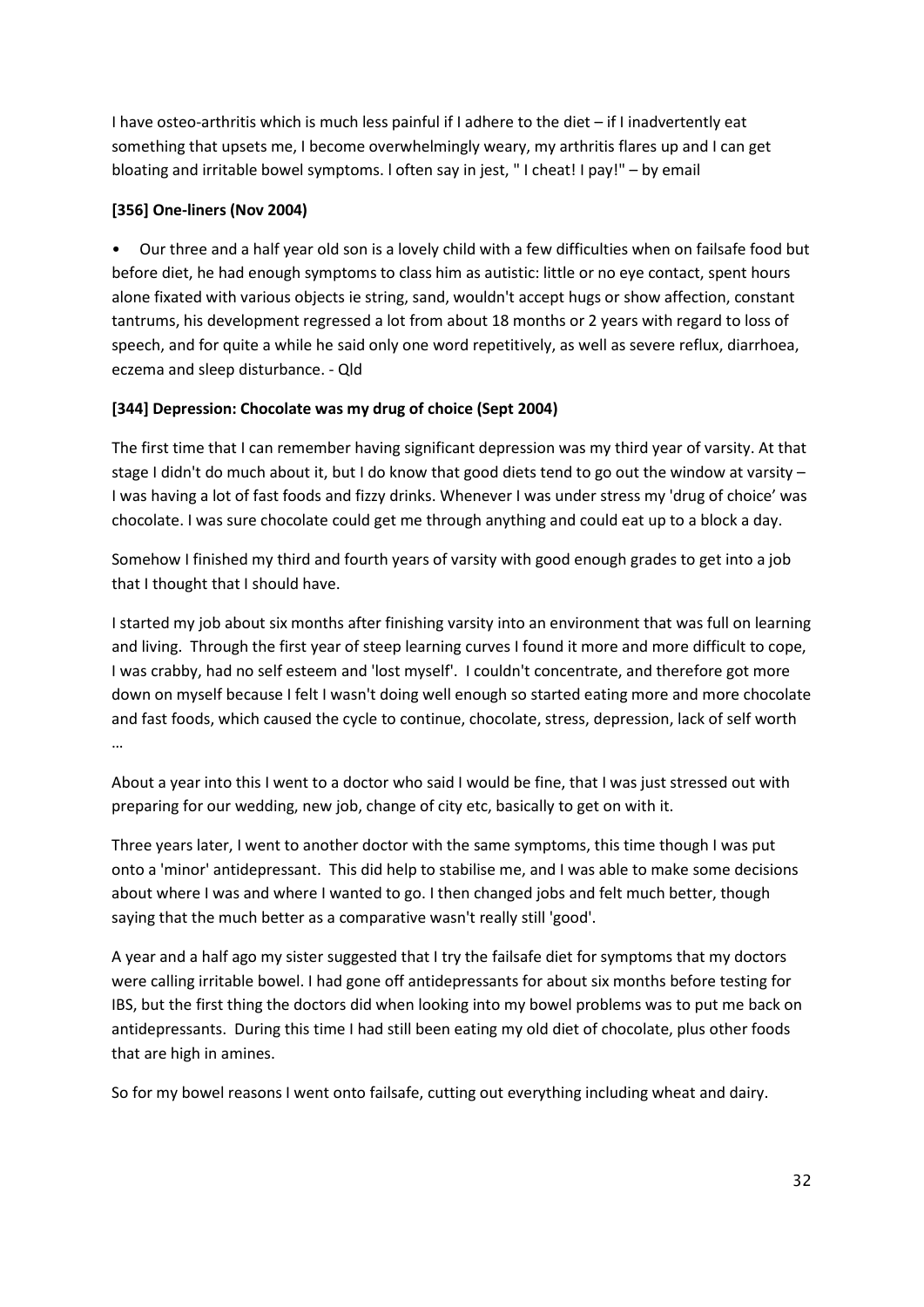I have osteo-arthritis which is much less painful if I adhere to the diet – if I inadvertently eat something that upsets me, I become overwhelmingly weary, my arthritis flares up and I can get bloating and irritable bowel symptoms. l often say in jest, " I cheat! I pay!" – by email

**[356] One-liners (Nov 2004)**

- Our three and a half year old son is a lovely child with a few difficulties when on failsafe food but before diet, he had enough symptoms to class him as autistic: little or no eye contact, spent hours alone fixated with various objects ie string, sand, wouldn't accept hugs or show affection, constant tantrums, his development regressed a lot from about 18 months or 2 years with regard to loss of speech, and for quite a while he said only one word repetitively, as well as severe reflux, diarrhoea, eczema and sleep disturbance. - Qld

**[344] Depression: Chocolate was my drug of choice (Sept 2004)**

The first time that I can remember having significant depression was my third year of varsity. At that stage I didn't do much about it, but I do know that good diets tend to go out the window at varsity – I was having a lot of fast foods and fizzy drinks. Whenever I was under stress my 'drug of choice' was chocolate. I was sure chocolate could get me through anything and could eat up to a block a day.

Somehow I finished my third and fourth years of varsity with good enough grades to get into a job that I thought that I should have.

I started my job about six months after finishing varsity into an environment that was full on learning and living. Through the first year of steep learning curves I found it more and more difficult to cope, I was crabby, had no self esteem and 'lost myself'. I couldn't concentrate, and therefore got more down on myself because I felt I wasn't doing well enough so started eating more and more chocolate and fast foods, which caused the cycle to continue, chocolate, stress, depression, lack of self worth …

About a year into this I went to a doctor who said I would be fine, that I was just stressed out with preparing for our wedding, new job, change of city etc, basically to get on with it.

Three years later, I went to another doctor with the same symptoms, this time though I was put onto a 'minor' antidepressant. This did help to stabilise me, and I was able to make some decisions about where I was and where I wanted to go. I then changed jobs and felt much better, though saying that the much better as a comparative wasn't really still 'good'.

A year and a half ago my sister suggested that I try the failsafe diet for symptoms that my doctors were calling irritable bowel. I had gone off antidepressants for about six months before testing for IBS, but the first thing the doctors did when looking into my bowel problems was to put me back on antidepressants. During this time I had still been eating my old diet of chocolate, plus other foods that are high in amines.

So for my bowel reasons I went onto failsafe, cutting out everything including wheat and dairy.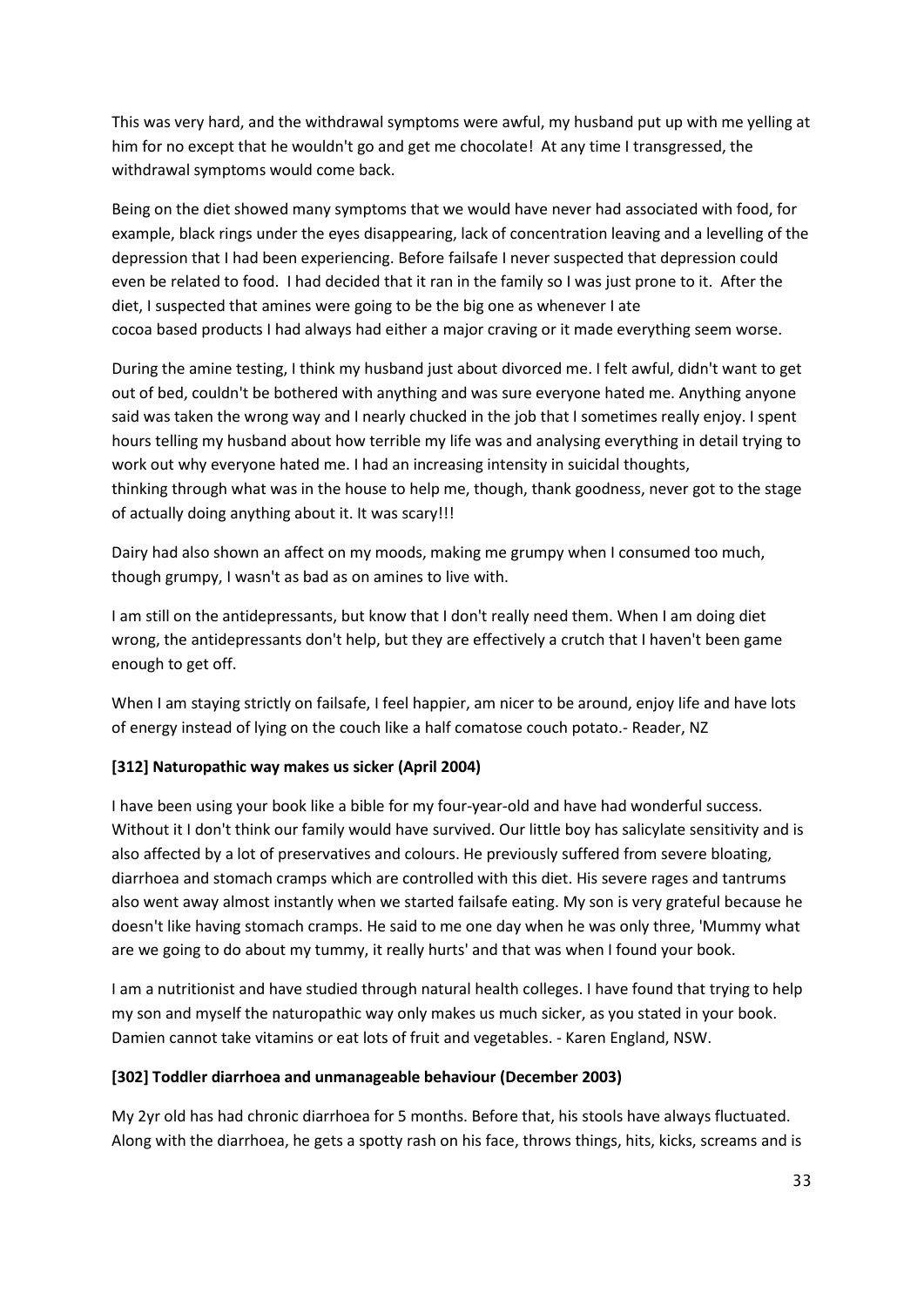This was very hard, and the withdrawal symptoms were awful, my husband put up with me yelling at him for no except that he wouldn't go and get me chocolate! At any time I transgressed, the withdrawal symptoms would come back.

Being on the diet showed many symptoms that we would have never had associated with food, for example, black rings under the eyes disappearing, lack of concentration leaving and a levelling of the depression that I had been experiencing. Before failsafe I never suspected that depression could even be related to food. I had decided that it ran in the family so I was just prone to it. After the diet, I suspected that amines were going to be the big one as whenever I ate cocoa based products I had always had either a major craving or it made everything seem worse.

During the amine testing, I think my husband just about divorced me. I felt awful, didn't want to get out of bed, couldn't be bothered with anything and was sure everyone hated me. Anything anyone said was taken the wrong way and I nearly chucked in the job that I sometimes really enjoy. I spent hours telling my husband about how terrible my life was and analysing everything in detail trying to work out why everyone hated me. I had an increasing intensity in suicidal thoughts, thinking through what was in the house to help me, though, thank goodness, never got to the stage of actually doing anything about it. It was scary!!!

Dairy had also shown an affect on my moods, making me grumpy when I consumed too much, though grumpy, I wasn't as bad as on amines to live with.

I am still on the antidepressants, but know that I don't really need them. When I am doing diet wrong, the antidepressants don't help, but they are effectively a crutch that I haven't been game enough to get off.

When I am staying strictly on failsafe, I feel happier, am nicer to be around, enjoy life and have lots of energy instead of lying on the couch like a half comatose couch potato.- Reader, NZ

**[312] Naturopathic way makes us sicker (April 2004)**

I have been using your book like a bible for my four-year-old and have had wonderful success. Without it I don't think our family would have survived. Our little boy has salicylate sensitivity and is also affected by a lot of preservatives and colours. He previously suffered from severe bloating, diarrhoea and stomach cramps which are controlled with this diet. His severe rages and tantrums also went away almost instantly when we started failsafe eating. My son is very grateful because he doesn't like having stomach cramps. He said to me one day when he was only three, 'Mummy what are we going to do about my tummy, it really hurts' and that was when I found your book.

I am a nutritionist and have studied through natural health colleges. I have found that trying to help my son and myself the naturopathic way only makes us much sicker, as you stated in your book. Damien cannot take vitamins or eat lots of fruit and vegetables. - Karen England, NSW.

**[302] Toddler diarrhoea and unmanageable behaviour (December 2003)**

My 2yr old has had chronic diarrhoea for 5 months. Before that, his stools have always fluctuated. Along with the diarrhoea, he gets a spotty rash on his face, throws things, hits, kicks, screams and is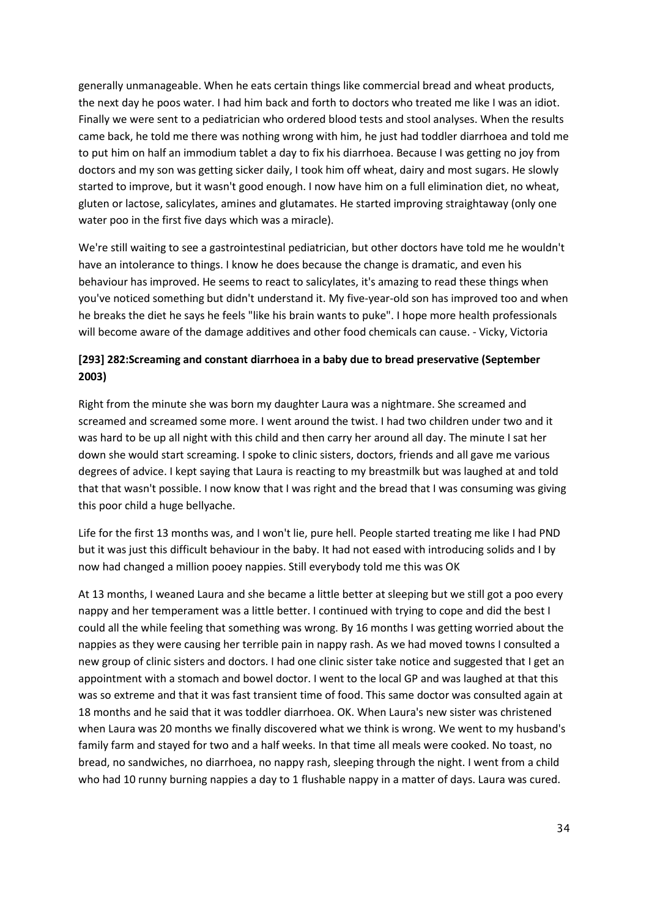generally unmanageable. When he eats certain things like commercial bread and wheat products, the next day he poos water. I had him back and forth to doctors who treated me like I was an idiot. Finally we were sent to a pediatrician who ordered blood tests and stool analyses. When the results came back, he told me there was nothing wrong with him, he just had toddler diarrhoea and told me to put him on half an immodium tablet a day to fix his diarrhoea. Because I was getting no joy from doctors and my son was getting sicker daily, I took him off wheat, dairy and most sugars. He slowly started to improve, but it wasn't good enough. I now have him on a full elimination diet, no wheat, gluten or lactose, salicylates, amines and glutamates. He started improving straightaway (only one water poo in the first five days which was a miracle).

We're still waiting to see a gastrointestinal pediatrician, but other doctors have told me he wouldn't have an intolerance to things. I know he does because the change is dramatic, and even his behaviour has improved. He seems to react to salicylates, it's amazing to read these things when you've noticed something but didn't understand it. My five-year-old son has improved too and when he breaks the diet he says he feels "like his brain wants to puke". I hope more health professionals will become aware of the damage additives and other food chemicals can cause. - Vicky, Victoria

### [293] 282:Screaming and constant diarrhoea in a baby due to bread preservative (September 2003)

Right from the minute she was born my daughter Laura was a nightmare. She screamed and screamed and screamed some more. I went around the twist. I had two children under two and it was hard to be up all night with this child and then carry her around all day. The minute I sat her down she would start screaming. I spoke to clinic sisters, doctors, friends and all gave me various degrees of advice. I kept saying that Laura is reacting to my breastmilk but was laughed at and told that that wasn't possible. I now know that I was right and the bread that I was consuming was giving this poor child a huge bellyache.

Life for the first 13 months was, and I won't lie, pure hell. People started treating me like I had PND but it was just this difficult behaviour in the baby. It had not eased with introducing solids and I by now had changed a million pooey nappies. Still everybody told me this was OK

At 13 months, I weaned Laura and she became a little better at sleeping but we still got a poo every nappy and her temperament was a little better. I continued with trying to cope and did the best I could all the while feeling that something was wrong. By 16 months I was getting worried about the nappies as they were causing her terrible pain in nappy rash. As we had moved towns I consulted a new group of clinic sisters and doctors. I had one clinic sister take notice and suggested that I get an appointment with a stomach and bowel doctor. I went to the local GP and was laughed at that this was so extreme and that it was fast transient time of food. This same doctor was consulted again at 18 months and he said that it was toddler diarrhoea. OK. When Laura's new sister was christened when Laura was 20 months we finally discovered what we think is wrong. We went to my husband's family farm and stayed for two and a half weeks. In that time all meals were cooked. No toast, no bread, no sandwiches, no diarrhoea, no nappy rash, sleeping through the night. I went from a child who had 10 runny burning nappies a day to 1 flushable nappy in a matter of days. Laura was cured.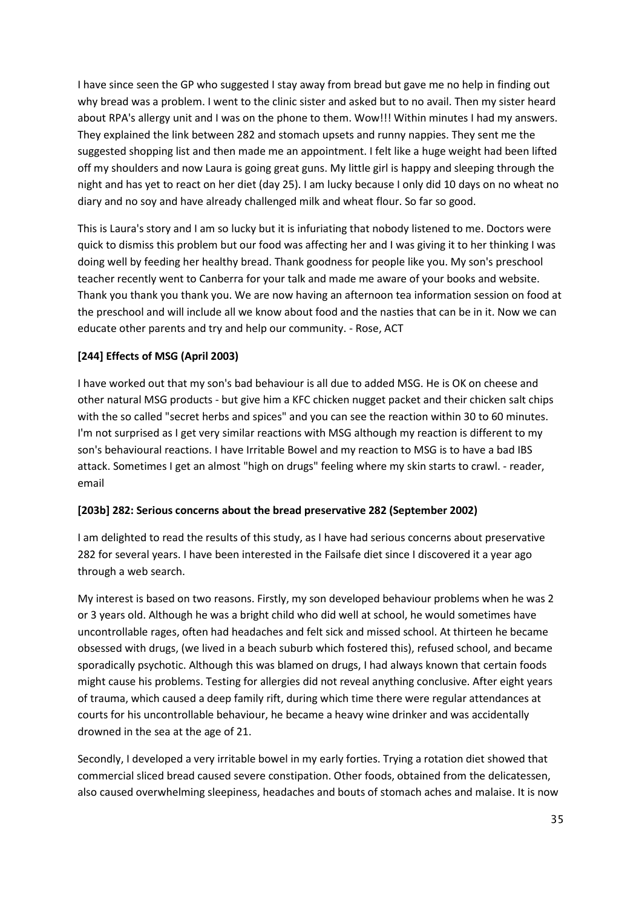I have since seen the GP who suggested I stay away from bread but gave me no help in finding out why bread was a problem. I went to the clinic sister and asked but to no avail. Then my sister heard about RPA's allergy unit and I was on the phone to them. Wow!!! Within minutes I had my answers. They explained the link between 282 and stomach upsets and runny nappies. They sent me the suggested shopping list and then made me an appointment. I felt like a huge weight had been lifted off my shoulders and now Laura is going great guns. My little girl is happy and sleeping through the night and has yet to react on her diet (day 25). I am lucky because I only did 10 days on no wheat no diary and no soy and have already challenged milk and wheat flour. So far so good.

This is Laura's story and I am so lucky but it is infuriating that nobody listened to me. Doctors were quick to dismiss this problem but our food was affecting her and I was giving it to her thinking I was doing well by feeding her healthy bread. Thank goodness for people like you. My son's preschool teacher recently went to Canberra for your talk and made me aware of your books and website. Thank you thank you thank you. We are now having an afternoon tea information session on food at the preschool and will include all we know about food and the nasties that can be in it. Now we can educate other parents and try and help our community. - Rose, ACT

**[244] Effects of MSG (April 2003)**

I have worked out that my son's bad behaviour is all due to added MSG. He is OK on cheese and other natural MSG products - but give him a KFC chicken nugget packet and their chicken salt chips with the so called "secret herbs and spices" and you can see the reaction within 30 to 60 minutes. I'm not surprised as I get very similar reactions with MSG although my reaction is different to my son's behavioural reactions. I have Irritable Bowel and my reaction to MSG is to have a bad IBS attack. Sometimes I get an almost "high on drugs" feeling where my skin starts to crawl. - reader, email

**[203b] 282: Serious concerns about the bread preservative 282 (September 2002)**

I am delighted to read the results of this study, as I have had serious concerns about preservative 282 for several years. I have been interested in the Failsafe diet since I discovered it a year ago through a web search.

My interest is based on two reasons. Firstly, my son developed behaviour problems when he was 2 or 3 years old. Although he was a bright child who did well at school, he would sometimes have uncontrollable rages, often had headaches and felt sick and missed school. At thirteen he became obsessed with drugs, (we lived in a beach suburb which fostered this), refused school, and became sporadically psychotic. Although this was blamed on drugs, I had always known that certain foods might cause his problems. Testing for allergies did not reveal anything conclusive. After eight years of trauma, which caused a deep family rift, during which time there were regular attendances at courts for his uncontrollable behaviour, he became a heavy wine drinker and was accidentally drowned in the sea at the age of 21.

Secondly, I developed a very irritable bowel in my early forties. Trying a rotation diet showed that commercial sliced bread caused severe constipation. Other foods, obtained from the delicatessen, also caused overwhelming sleepiness, headaches and bouts of stomach aches and malaise. It is now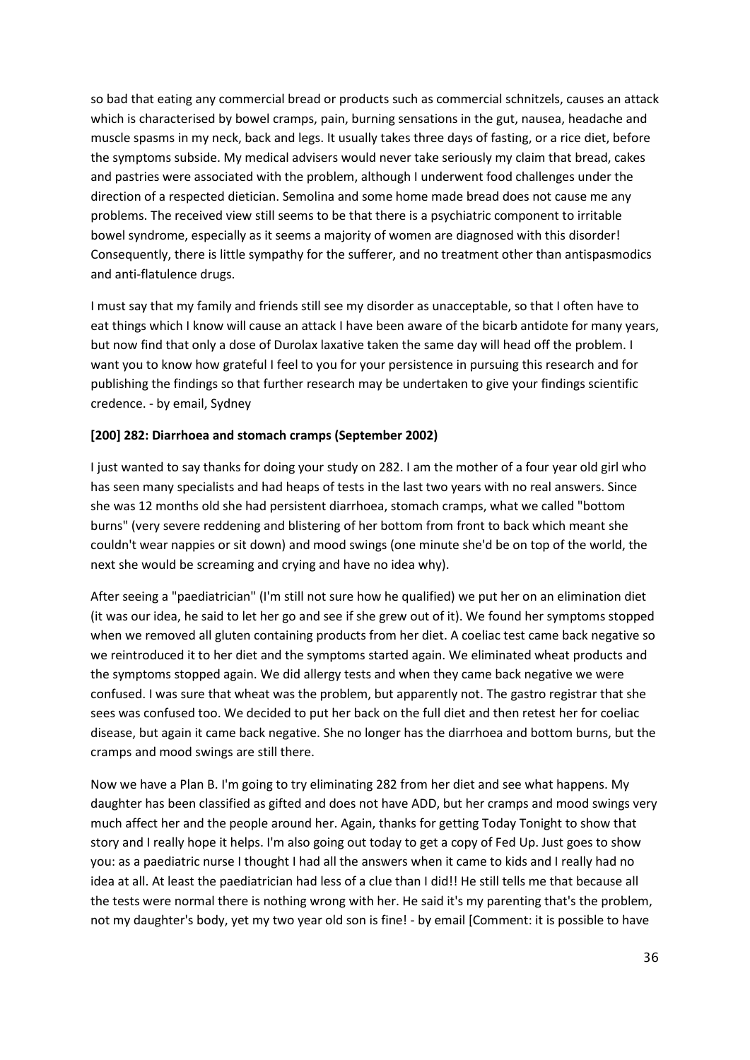so bad that eating any commercial bread or products such as commercial schnitzels, causes an attack which is characterised by bowel cramps, pain, burning sensations in the gut, nausea, headache and muscle spasms in my neck, back and legs. It usually takes three days of fasting, or a rice diet, before the symptoms subside. My medical advisers would never take seriously my claim that bread, cakes and pastries were associated with the problem, although I underwent food challenges under the direction of a respected dietician. Semolina and some home made bread does not cause me any problems. The received view still seems to be that there is a psychiatric component to irritable bowel syndrome, especially as it seems a majority of women are diagnosed with this disorder! Consequently, there is little sympathy for the sufferer, and no treatment other than antispasmodics and anti-flatulence drugs.

I must say that my family and friends still see my disorder as unacceptable, so that I often have to eat things which I know will cause an attack I have been aware of the bicarb antidote for many years, but now find that only a dose of Durolax laxative taken the same day will head off the problem. I want you to know how grateful I feel to you for your persistence in pursuing this research and for publishing the findings so that further research may be undertaken to give your findings scientific credence. - by email, Sydney

**[200] 282: Diarrhoea and stomach cramps (September 2002)**

I just wanted to say thanks for doing your study on 282. I am the mother of a four year old girl who has seen many specialists and had heaps of tests in the last two years with no real answers. Since she was 12 months old she had persistent diarrhoea, stomach cramps, what we called "bottom burns" (very severe reddening and blistering of her bottom from front to back which meant she couldn't wear nappies or sit down) and mood swings (one minute she'd be on top of the world, the next she would be screaming and crying and have no idea why).

After seeing a "paediatrician" (I'm still not sure how he qualified) we put her on an elimination diet (it was our idea, he said to let her go and see if she grew out of it). We found her symptoms stopped when we removed all gluten containing products from her diet. A coeliac test came back negative so we reintroduced it to her diet and the symptoms started again. We eliminated wheat products and the symptoms stopped again. We did allergy tests and when they came back negative we were confused. I was sure that wheat was the problem, but apparently not. The gastro registrar that she sees was confused too. We decided to put her back on the full diet and then retest her for coeliac disease, but again it came back negative. She no longer has the diarrhoea and bottom burns, but the cramps and mood swings are still there.

Now we have a Plan B. I'm going to try eliminating 282 from her diet and see what happens. My daughter has been classified as gifted and does not have ADD, but her cramps and mood swings very much affect her and the people around her. Again, thanks for getting Today Tonight to show that story and I really hope it helps. I'm also going out today to get a copy of Fed Up. Just goes to show you: as a paediatric nurse I thought I had all the answers when it came to kids and I really had no idea at all. At least the paediatrician had less of a clue than I did!! He still tells me that because all the tests were normal there is nothing wrong with her. He said it's my parenting that's the problem, not my daughter's body, yet my two year old son is fine! - by email [Comment: it is possible to have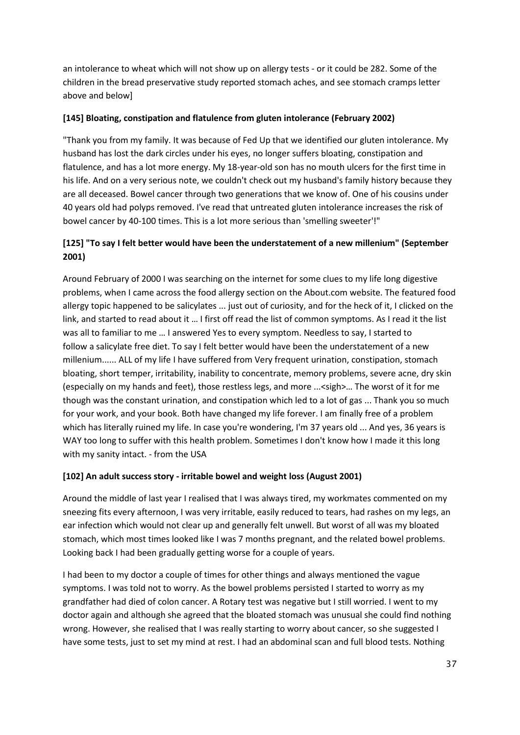an intolerance to wheat which will not show up on allergy tests - or it could be 282. Some of the children in the bread preservative study reported stomach aches, and see stomach cramps letter above and below]

**[145] Bloating, constipation and flatulence from gluten intolerance (February 2002)**

"Thank you from my family. It was because of Fed Up that we identified our gluten intolerance. My husband has lost the dark circles under his eyes, no longer suffers bloating, constipation and flatulence, and has a lot more energy. My 18-year-old son has no mouth ulcers for the first time in his life. And on a very serious note, we couldn't check out my husband's family history because they are all deceased. Bowel cancer through two generations that we know of. One of his cousins under 40 years old had polyps removed. I've read that untreated gluten intolerance increases the risk of bowel cancer by 40-100 times. This is a lot more serious than 'smelling sweeter'!"

**[125] "To say I felt better would have been the understatement of a new millenium" (September 2001)**

Around February of 2000 I was searching on the internet for some clues to my life long digestive problems, when I came across the food allergy section on the About.com website. The featured food allergy topic happened to be salicylates ... just out of curiosity, and for the heck of it, I clicked on the link, and started to read about it … I first off read the list of common symptoms. As I read it the list was all to familiar to me … I answered Yes to every symptom. Needless to say, I started to follow a salicylate free diet. To say I felt better would have been the understatement of a new millenium...... ALL of my life I have suffered from Very frequent urination, constipation, stomach bloating, short temper, irritability, inability to concentrate, memory problems, severe acne, dry skin (especially on my hands and feet), those restless legs, and more ...<sigh>… The worst of it for me though was the constant urination, and constipation which led to a lot of gas ... Thank you so much for your work, and your book. Both have changed my life forever. I am finally free of a problem which has literally ruined my life. In case you're wondering, I'm 37 years old ... And yes, 36 years is WAY too long to suffer with this health problem. Sometimes I don't know how I made it this long with my sanity intact. - from the USA

**[102] An adult success story - irritable bowel and weight loss (August 2001)**

Around the middle of last year I realised that I was always tired, my workmates commented on my sneezing fits every afternoon, I was very irritable, easily reduced to tears, had rashes on my legs, an ear infection which would not clear up and generally felt unwell. But worst of all was my bloated stomach, which most times looked like I was 7 months pregnant, and the related bowel problems. Looking back I had been gradually getting worse for a couple of years.

I had been to my doctor a couple of times for other things and always mentioned the vague symptoms. I was told not to worry. As the bowel problems persisted I started to worry as my grandfather had died of colon cancer. A Rotary test was negative but I still worried. I went to my doctor again and although she agreed that the bloated stomach was unusual she could find nothing wrong. However, she realised that I was really starting to worry about cancer, so she suggested I have some tests, just to set my mind at rest. I had an abdominal scan and full blood tests. Nothing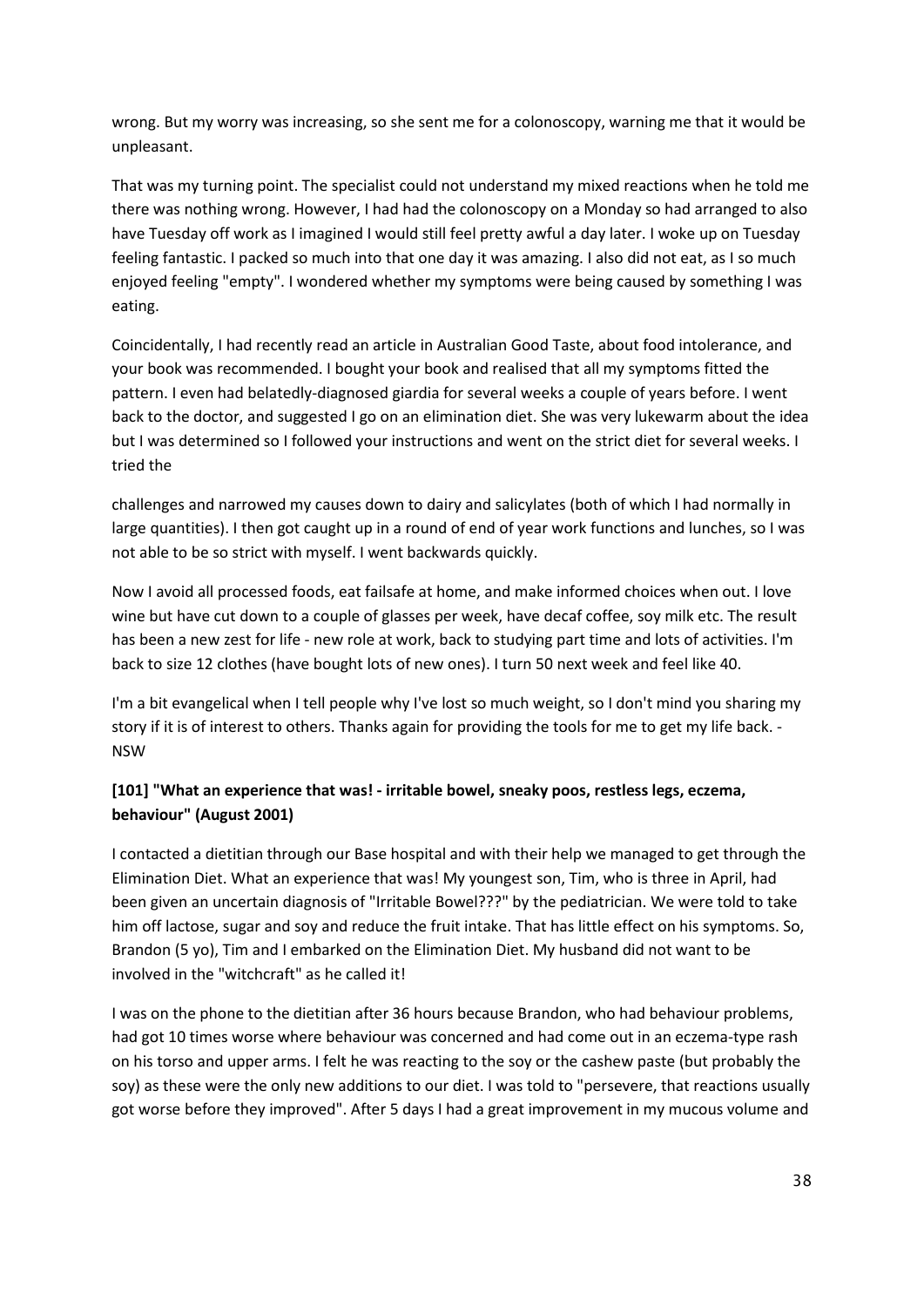wrong. But my worry was increasing, so she sent me for a colonoscopy, warning me that it would be unpleasant.

That was my turning point. The specialist could not understand my mixed reactions when he told me there was nothing wrong. However, I had had the colonoscopy on a Monday so had arranged to also have Tuesday off work as I imagined I would still feel pretty awful a day later. I woke up on Tuesday feeling fantastic. I packed so much into that one day it was amazing. I also did not eat, as I so much enjoyed feeling "empty". I wondered whether my symptoms were being caused by something I was eating.

Coincidentally, I had recently read an article in Australian Good Taste, about food intolerance, and your book was recommended. I bought your book and realised that all my symptoms fitted the pattern. I even had belatedly-diagnosed giardia for several weeks a couple of years before. I went back to the doctor, and suggested I go on an elimination diet. She was very lukewarm about the idea but I was determined so I followed your instructions and went on the strict diet for several weeks. I tried the

challenges and narrowed my causes down to dairy and salicylates (both of which I had normally in large quantities). I then got caught up in a round of end of year work functions and lunches, so I was not able to be so strict with myself. I went backwards quickly.

Now I avoid all processed foods, eat failsafe at home, and make informed choices when out. I love wine but have cut down to a couple of glasses per week, have decaf coffee, soy milk etc. The result has been a new zest for life - new role at work, back to studying part time and lots of activities. I'm back to size 12 clothes (have bought lots of new ones). I turn 50 next week and feel like 40.

I'm a bit evangelical when I tell people why I've lost so much weight, so I don't mind you sharing my story if it is of interest to others. Thanks again for providing the tools for me to get my life back. - NSW

**[101] "What an experience that was! - irritable bowel, sneaky poos, restless legs, eczema, behaviour" (August 2001)**

I contacted a dietitian through our Base hospital and with their help we managed to get through the Elimination Diet. What an experience that was! My youngest son, Tim, who is three in April, had been given an uncertain diagnosis of "Irritable Bowel???" by the pediatrician. We were told to take him off lactose, sugar and soy and reduce the fruit intake. That has little effect on his symptoms. So, Brandon (5 yo), Tim and I embarked on the Elimination Diet. My husband did not want to be involved in the "witchcraft" as he called it!

I was on the phone to the dietitian after 36 hours because Brandon, who had behaviour problems, had got 10 times worse where behaviour was concerned and had come out in an eczema-type rash on his torso and upper arms. I felt he was reacting to the soy or the cashew paste (but probably the soy) as these were the only new additions to our diet. I was told to "persevere, that reactions usually got worse before they improved". After 5 days I had a great improvement in my mucous volume and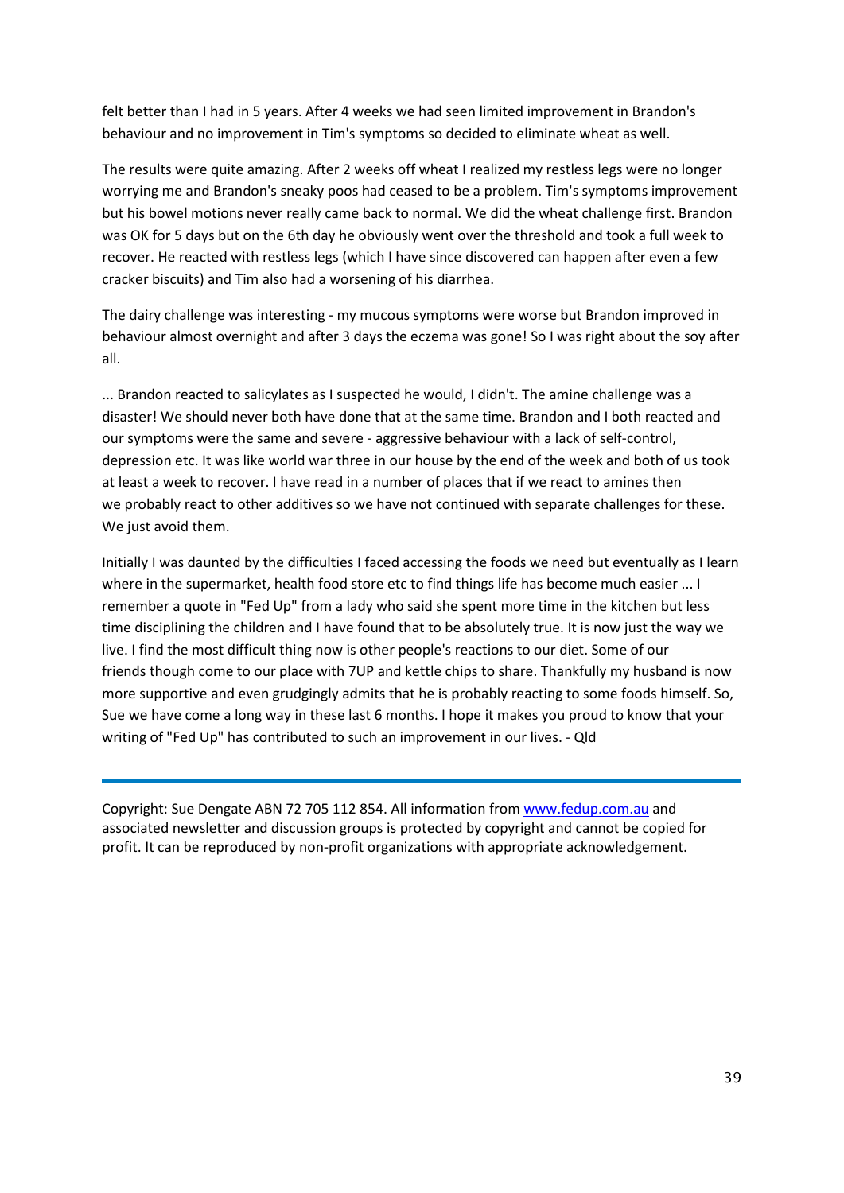felt better than I had in 5 years. After 4 weeks we had seen limited improvement in Brandon's behaviour and no improvement in Tim's symptoms so decided to eliminate wheat as well.

The results were quite amazing. After 2 weeks off wheat I realized my restless legs were no longer worrying me and Brandon's sneaky poos had ceased to be a problem. Tim's symptoms improvement but his bowel motions never really came back to normal. We did the wheat challenge first. Brandon was OK for 5 days but on the 6th day he obviously went over the threshold and took a full week to recover. He reacted with restless legs (which I have since discovered can happen after even a few cracker biscuits) and Tim also had a worsening of his diarrhea.

The dairy challenge was interesting - my mucous symptoms were worse but Brandon improved in behaviour almost overnight and after 3 days the eczema was gone! So I was right about the soy after all.

... Brandon reacted to salicylates as I suspected he would, I didn't. The amine challenge was a disaster! We should never both have done that at the same time. Brandon and I both reacted and our symptoms were the same and severe - aggressive behaviour with a lack of self-control, depression etc. It was like world war three in our house by the end of the week and both of us took at least a week to recover. I have read in a number of places that if we react to amines then we probably react to other additives so we have not continued with separate challenges for these. We just avoid them.

Initially I was daunted by the difficulties I faced accessing the foods we need but eventually as I learn where in the supermarket, health food store etc to find things life has become much easier ... I remember a quote in "Fed Up" from a lady who said she spent more time in the kitchen but less time disciplining the children and I have found that to be absolutely true. It is now just the way we live. I find the most difficult thing now is other people's reactions to our diet. Some of our friends though come to our place with 7UP and kettle chips to share. Thankfully my husband is now more supportive and even grudgingly admits that he is probably reacting to some foods himself. So, Sue we have come a long way in these last 6 months. I hope it makes you proud to know that your writing of "Fed Up" has contributed to such an improvement in our lives. - Qld

---

Copyright: Sue Dengate ABN 72 705 112 854. All information from www.fedup.com.au and associated newsletter and discussion groups is protected by copyright and cannot be copied for profit. It can be reproduced by non-profit organizations with appropriate acknowledgement.